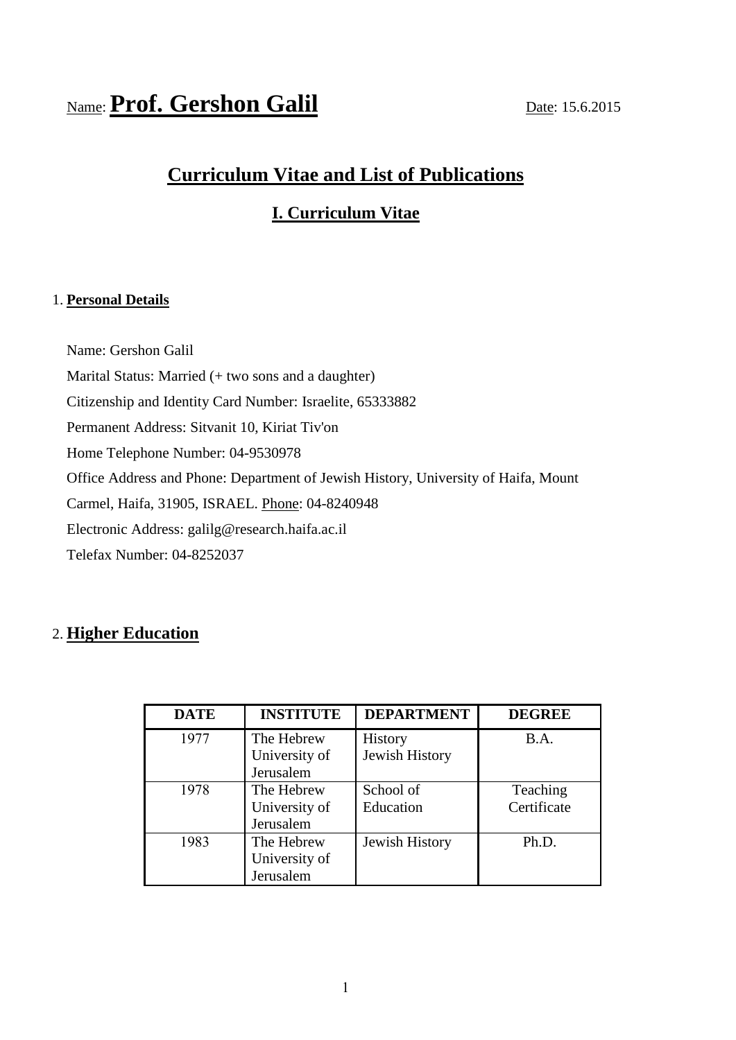Name: **Prof. Gershon Galil** Date: 15.6.2015

# Curriculum Vitae and List of Publications

## I. Curriculum Vitae

### 1. Personal Details

Name: Gershon Galil

Marital Status: Married (+ two sons and a daughter)

Citizenship and Identity Card Number: Israelite, 65333882

Permanent Address: Sitvanit 10, Kiriat Tiv'on

Home Telephone Number: 04-9530978

Office Address and Phone: Department of Jewish History, University of Haifa, Mount Carmel, Haifa, 31905, ISRAEL. Phone: 04-8240948

Electronic Address: galilg@research.haifa.ac.il

Telefax Number: 04-8252037

### 2. Higher Education

| DATE | INSTITUTE | DEPARTMENT | DEGREE |
|---|---|---|---|
| 1977 | The Hebrew University of Jerusalem | History Jewish History | B.A. |
| 1978 | The Hebrew University of Jerusalem | School of Education | Teaching Certificate |
| 1983 | The Hebrew University of Jerusalem | Jewish History | Ph.D. |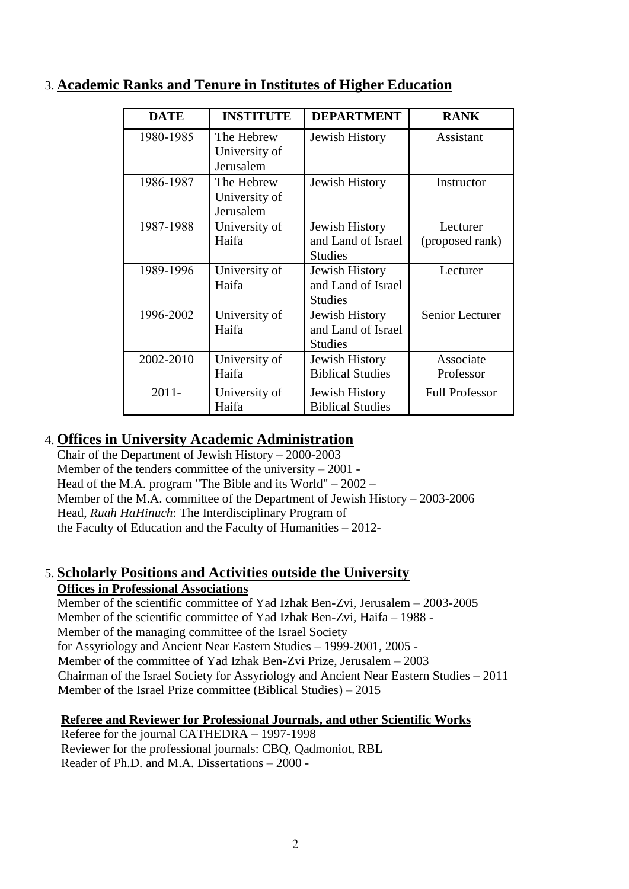## 3. Academic Ranks and Tenure in Institutes of Higher Education

| DATE | INSTITUTE | DEPARTMENT | RANK |
|---|---|---|---|
| 1980-1985 | The Hebrew University of Jerusalem | Jewish History | Assistant |
| 1986-1987 | The Hebrew University of Jerusalem | Jewish History | Instructor |
| 1987-1988 | University of Haifa | Jewish History and Land of Israel Studies | Lecturer (proposed rank) |
| 1989-1996 | University of Haifa | Jewish History and Land of Israel Studies | Lecturer |
| 1996-2002 | University of Haifa | Jewish History and Land of Israel Studies | Senior Lecturer |
| 2002-2010 | University of Haifa | Jewish History Biblical Studies | Associate Professor |
| 2011- | University of Haifa | Jewish History Biblical Studies | Full Professor |

## 4. Offices in University Academic Administration

Chair of the Department of Jewish History – 2000-2003
Member of the tenders committee of the university – 2001 -
Head of the M.A. program "The Bible and its World" – 2002 –
Member of the M.A. committee of the Department of Jewish History – 2003-2006
Head, *Ruah HaHinuch*: The Interdisciplinary Program of the Faculty of Education and the Faculty of Humanities – 2012-

## 5. Scholarly Positions and Activities outside the University

**Offices in Professional Associations**

Member of the scientific committee of Yad Izhak Ben-Zvi, Jerusalem – 2003-2005
Member of the scientific committee of Yad Izhak Ben-Zvi, Haifa – 1988 -
Member of the managing committee of the Israel Society for Assyriology and Ancient Near Eastern Studies – 1999-2001, 2005 -
Member of the committee of Yad Izhak Ben-Zvi Prize, Jerusalem – 2003
Chairman of the Israel Society for Assyriology and Ancient Near Eastern Studies – 2011
Member of the Israel Prize committee (Biblical Studies) – 2015

**Referee and Reviewer for Professional Journals, and other Scientific Works**

Referee for the journal CATHEDRA – 1997-1998
Reviewer for the professional journals: CBQ, Qadmoniot, RBL
Reader of Ph.D. and M.A. Dissertations – 2000 -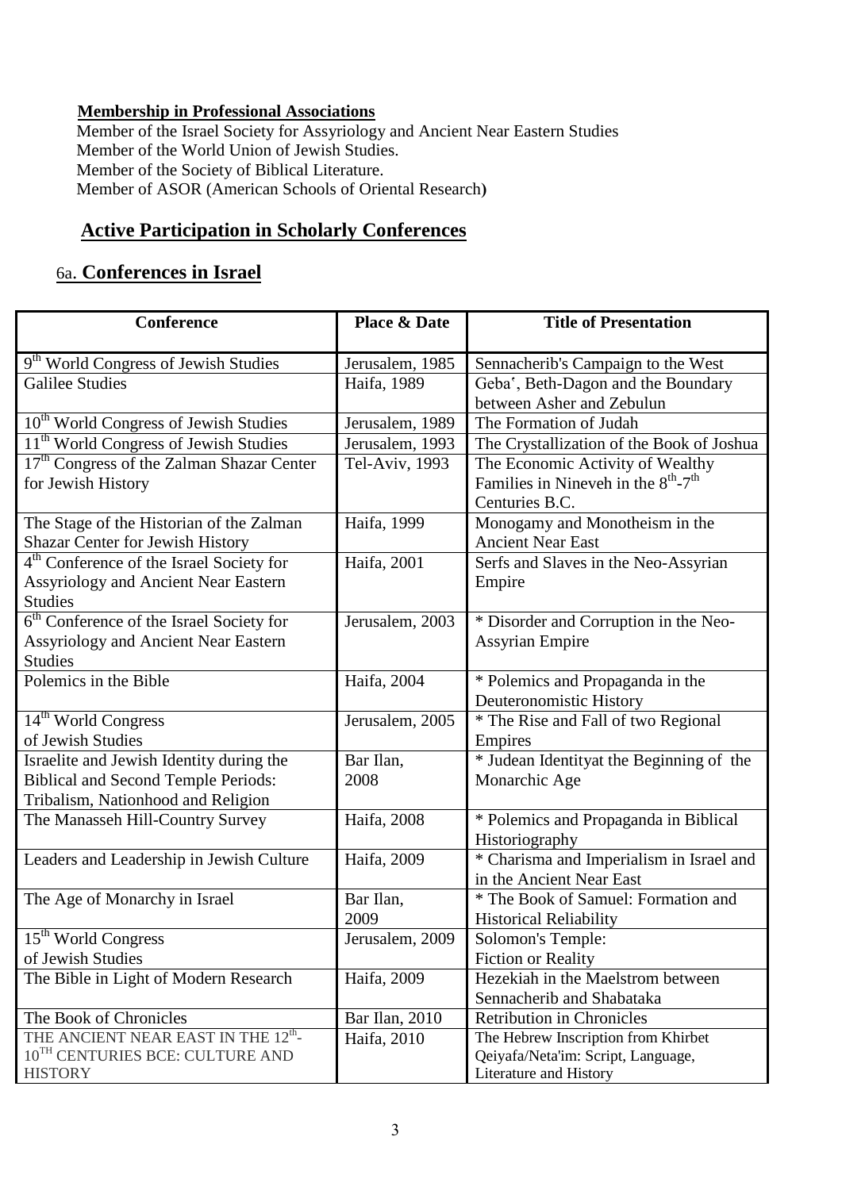**Membership in Professional Associations**

Member of the Israel Society for Assyriology and Ancient Near Eastern Studies
Member of the World Union of Jewish Studies.
Member of the Society of Biblical Literature.
Member of ASOR (American Schools of Oriental Research**)**

## Active Participation in Scholarly Conferences

### 6a. Conferences in Israel

| Conference | Place & Date | Title of Presentation |
|---|---|---|
| 9th World Congress of Jewish Studies | Jerusalem, 1985 | Sennacherib's Campaign to the West |
| Galilee Studies | Haifa, 1989 | Gebaʿ, Beth-Dagon and the Boundary between Asher and Zebulun |
| 10th World Congress of Jewish Studies | Jerusalem, 1989 | The Formation of Judah |
| 11th World Congress of Jewish Studies | Jerusalem, 1993 | The Crystallization of the Book of Joshua |
| 17th Congress of the Zalman Shazar Center for Jewish History | Tel-Aviv, 1993 | The Economic Activity of Wealthy Families in Nineveh in the 8th-7th Centuries B.C. |
| The Stage of the Historian of the Zalman Shazar Center for Jewish History | Haifa, 1999 | Monogamy and Monotheism in the Ancient Near East |
| 4th Conference of the Israel Society for Assyriology and Ancient Near Eastern Studies | Haifa, 2001 | Serfs and Slaves in the Neo-Assyrian Empire |
| 6th Conference of the Israel Society for Assyriology and Ancient Near Eastern Studies | Jerusalem, 2003 | * Disorder and Corruption in the Neo-Assyrian Empire |
| Polemics in the Bible | Haifa, 2004 | * Polemics and Propaganda in the Deuteronomistic History |
| 14th World Congress of Jewish Studies | Jerusalem, 2005 | * The Rise and Fall of two Regional Empires |
| Israelite and Jewish Identity during the Biblical and Second Temple Periods: Tribalism, Nationhood and Religion | Bar Ilan, 2008 | * Judean Identityat the Beginning of the Monarchic Age |
| The Manasseh Hill-Country Survey | Haifa, 2008 | * Polemics and Propaganda in Biblical Historiography |
| Leaders and Leadership in Jewish Culture | Haifa, 2009 | * Charisma and Imperialism in Israel and in the Ancient Near East |
| The Age of Monarchy in Israel | Bar Ilan, 2009 | * The Book of Samuel: Formation and Historical Reliability |
| 15th World Congress of Jewish Studies | Jerusalem, 2009 | Solomon's Temple: Fiction or Reality |
| The Bible in Light of Modern Research | Haifa, 2009 | Hezekiah in the Maelstrom between Sennacherib and Shabataka |
| The Book of Chronicles | Bar Ilan, 2010 | Retribution in Chronicles |
| THE ANCIENT NEAR EAST IN THE 12th-10TH CENTURIES BCE: CULTURE AND HISTORY | Haifa, 2010 | The Hebrew Inscription from Khirbet Qeiyafa/Neta'im: Script, Language, Literature and History |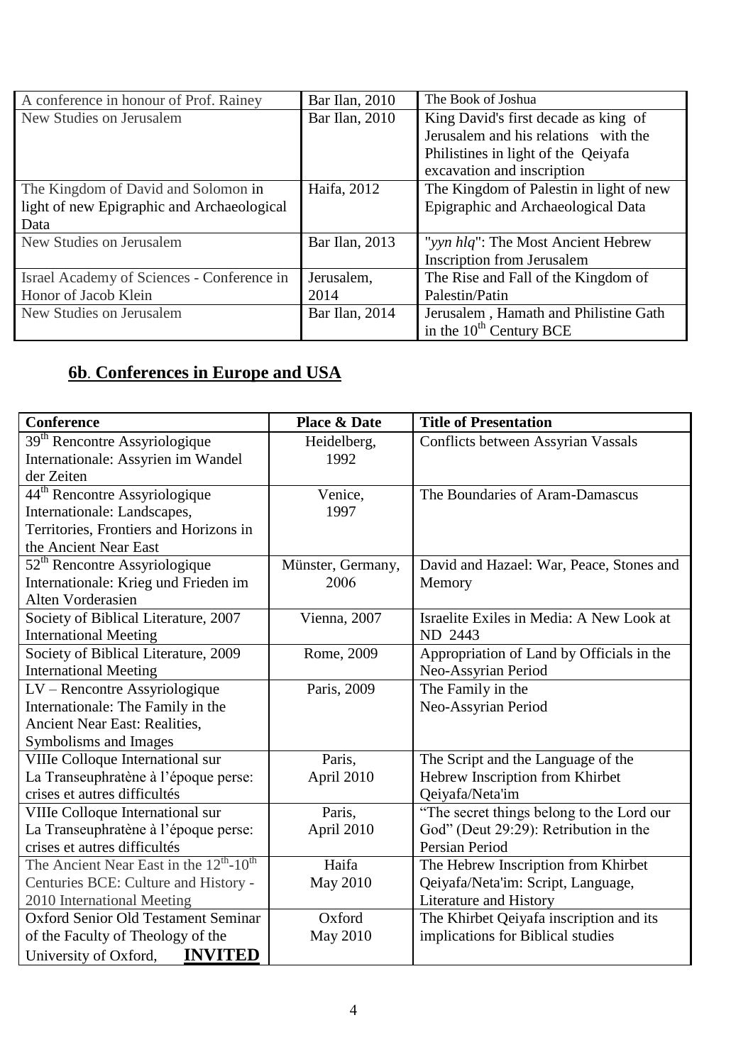| A conference in honour of Prof. Rainey | Bar Ilan, 2010 | The Book of Joshua |
|---|---|---|
| New Studies on Jerusalem | Bar Ilan, 2010 | King David's first decade as king of Jerusalem and his relations with the Philistines in light of the Qeiyafa excavation and inscription |
| The Kingdom of David and Solomon in light of new Epigraphic and Archaeological Data | Haifa, 2012 | The Kingdom of Palestin in light of new Epigraphic and Archaeological Data |
| New Studies on Jerusalem | Bar Ilan, 2013 | "*yyn hlq*": The Most Ancient Hebrew Inscription from Jerusalem |
| Israel Academy of Sciences - Conference in Honor of Jacob Klein | Jerusalem, 2014 | The Rise and Fall of the Kingdom of Palestin/Patin |
| New Studies on Jerusalem | Bar Ilan, 2014 | Jerusalem , Hamath and Philistine Gath in the 10th Century BCE |

## **6b. Conferences in Europe and USA**

| Conference | Place & Date | Title of Presentation |
|---|---|---|
| 39th Rencontre Assyriologique Internationale: Assyrien im Wandel der Zeiten | Heidelberg, 1992 | Conflicts between Assyrian Vassals |
| 44th Rencontre Assyriologique Internationale: Landscapes, Territories, Frontiers and Horizons in the Ancient Near East | Venice, 1997 | The Boundaries of Aram-Damascus |
| 52th Rencontre Assyriologique Internationale: Krieg und Frieden im Alten Vorderasien | Münster, Germany, 2006 | David and Hazael: War, Peace, Stones and Memory |
| Society of Biblical Literature, 2007 International Meeting | Vienna, 2007 | Israelite Exiles in Media: A New Look at ND 2443 |
| Society of Biblical Literature, 2009 International Meeting | Rome, 2009 | Appropriation of Land by Officials in the Neo-Assyrian Period |
| LV – Rencontre Assyriologique Internationale: The Family in the Ancient Near East: Realities, Symbolisms and Images | Paris, 2009 | The Family in the Neo-Assyrian Period |
| VIIIe Colloque International sur La Transeuphratène à l'époque perse: crises et autres difficultés | Paris, April 2010 | The Script and the Language of the Hebrew Inscription from Khirbet Qeiyafa/Neta'im |
| VIIIe Colloque International sur La Transeuphratène à l'époque perse: crises et autres difficultés | Paris, April 2010 | "The secret things belong to the Lord our God" (Deut 29:29): Retribution in the Persian Period |
| The Ancient Near East in the 12th-10th Centuries BCE: Culture and History - 2010 International Meeting | Haifa May 2010 | The Hebrew Inscription from Khirbet Qeiyafa/Neta'im: Script, Language, Literature and History |
| Oxford Senior Old Testament Seminar of the Faculty of Theology of the University of Oxford, **INVITED** | Oxford May 2010 | The Khirbet Qeiyafa inscription and its implications for Biblical studies |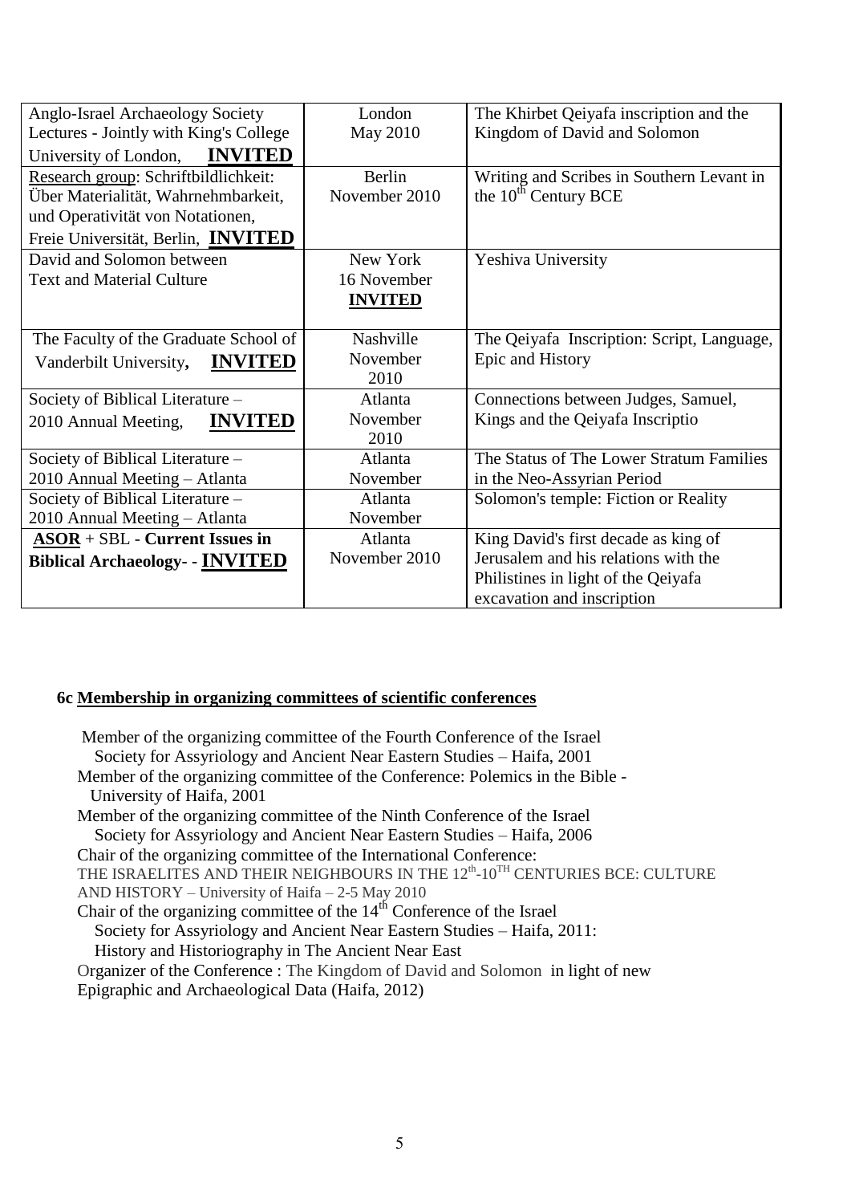| Anglo-Israel Archaeology Society Lectures - Jointly with King's College University of London, **INVITED** | London May 2010 | The Khirbet Qeiyafa inscription and the Kingdom of David and Solomon |
|---|---|---|
| Research group: Schriftbildlichkeit: Über Materialität, Wahrnehmbarkeit, und Operativität von Notationen, Freie Universität, Berlin, **INVITED** | Berlin November 2010 | Writing and Scribes in Southern Levant in the 10th Century BCE |
| David and Solomon between Text and Material Culture | New York 16 November **INVITED** | Yeshiva University |
| The Faculty of the Graduate School of Vanderbilt University, **INVITED** | Nashville November 2010 | The Qeiyafa Inscription: Script, Language, Epic and History |
| Society of Biblical Literature – 2010 Annual Meeting, **INVITED** | Atlanta November 2010 | Connections between Judges, Samuel, Kings and the Qeiyafa Inscriptio |
| Society of Biblical Literature – 2010 Annual Meeting – Atlanta | Atlanta November | The Status of The Lower Stratum Families in the Neo-Assyrian Period |
| Society of Biblical Literature – 2010 Annual Meeting – Atlanta | Atlanta November | Solomon's temple: Fiction or Reality |
| **ASOR** + SBL - **Current Issues in Biblical Archaeology- - INVITED** | Atlanta November 2010 | King David's first decade as king of Jerusalem and his relations with the Philistines in light of the Qeiyafa excavation and inscription |

### 6c Membership in organizing committees of scientific conferences

Member of the organizing committee of the Fourth Conference of the Israel Society for Assyriology and Ancient Near Eastern Studies – Haifa, 2001

Member of the organizing committee of the Conference: Polemics in the Bible - University of Haifa, 2001

Member of the organizing committee of the Ninth Conference of the Israel Society for Assyriology and Ancient Near Eastern Studies – Haifa, 2006

Chair of the organizing committee of the International Conference: THE ISRAELITES AND THEIR NEIGHBOURS IN THE 12th-10TH CENTURIES BCE: CULTURE AND HISTORY – University of Haifa – 2-5 May 2010

Chair of the organizing committee of the 14th Conference of the Israel Society for Assyriology and Ancient Near Eastern Studies – Haifa, 2011: History and Historiography in The Ancient Near East

Organizer of the Conference : The Kingdom of David and Solomon in light of new Epigraphic and Archaeological Data (Haifa, 2012)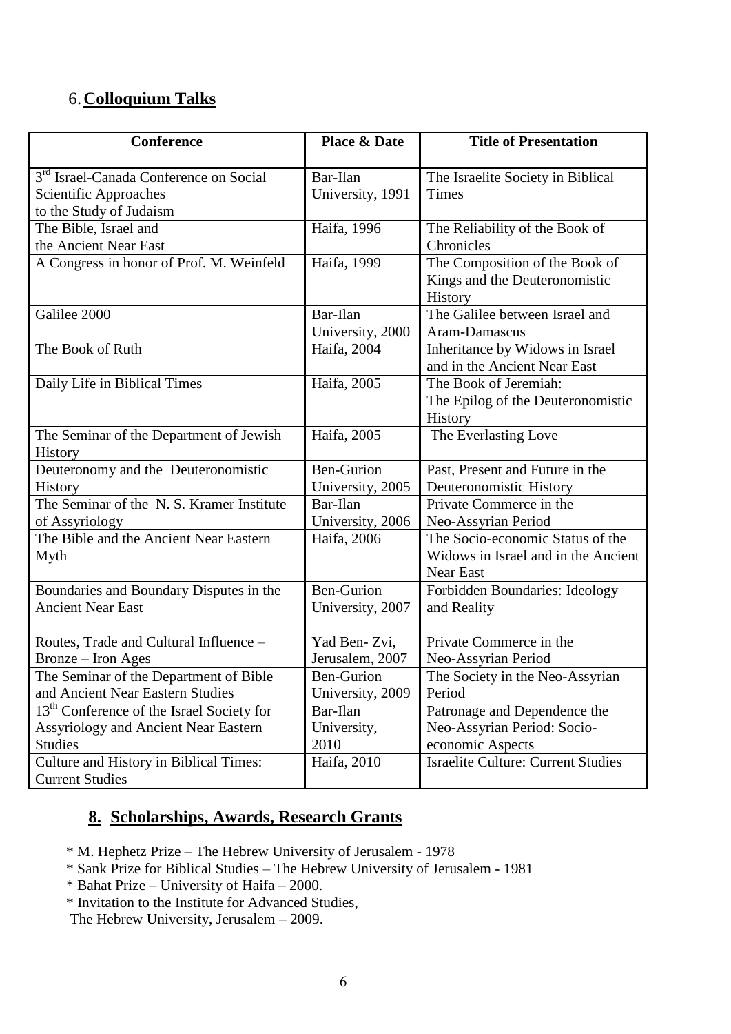## 6. **Colloquium Talks**

| Conference | Place & Date | Title of Presentation |
|---|---|---|
| 3rd Israel-Canada Conference on Social Scientific Approaches to the Study of Judaism | Bar-Ilan University, 1991 | The Israelite Society in Biblical Times |
| The Bible, Israel and the Ancient Near East | Haifa, 1996 | The Reliability of the Book of Chronicles |
| A Congress in honor of Prof. M. Weinfeld | Haifa, 1999 | The Composition of the Book of Kings and the Deuteronomistic History |
| Galilee 2000 | Bar-Ilan University, 2000 | The Galilee between Israel and Aram-Damascus |
| The Book of Ruth | Haifa, 2004 | Inheritance by Widows in Israel and in the Ancient Near East |
| Daily Life in Biblical Times | Haifa, 2005 | The Book of Jeremiah: The Epilog of the Deuteronomistic History |
| The Seminar of the Department of Jewish History | Haifa, 2005 | The Everlasting Love |
| Deuteronomy and the Deuteronomistic History | Ben-Gurion University, 2005 | Past, Present and Future in the Deuteronomistic History |
| The Seminar of the N. S. Kramer Institute of Assyriology | Bar-Ilan University, 2006 | Private Commerce in the Neo-Assyrian Period |
| The Bible and the Ancient Near Eastern Myth | Haifa, 2006 | The Socio-economic Status of the Widows in Israel and in the Ancient Near East |
| Boundaries and Boundary Disputes in the Ancient Near East | Ben-Gurion University, 2007 | Forbidden Boundaries: Ideology and Reality |
| Routes, Trade and Cultural Influence – Bronze – Iron Ages | Yad Ben- Zvi, Jerusalem, 2007 | Private Commerce in the Neo-Assyrian Period |
| The Seminar of the Department of Bible and Ancient Near Eastern Studies | Ben-Gurion University, 2009 | The Society in the Neo-Assyrian Period |
| 13th Conference of the Israel Society for Assyriology and Ancient Near Eastern Studies | Bar-Ilan University, 2010 | Patronage and Dependence the Neo-Assyrian Period: Socio-economic Aspects |
| Culture and History in Biblical Times: Current Studies | Haifa, 2010 | Israelite Culture: Current Studies |

## 8. Scholarships, Awards, Research Grants

* M. Hephetz Prize – The Hebrew University of Jerusalem - 1978
* Sank Prize for Biblical Studies – The Hebrew University of Jerusalem - 1981
* Bahat Prize – University of Haifa – 2000.
* Invitation to the Institute for Advanced Studies, The Hebrew University, Jerusalem – 2009.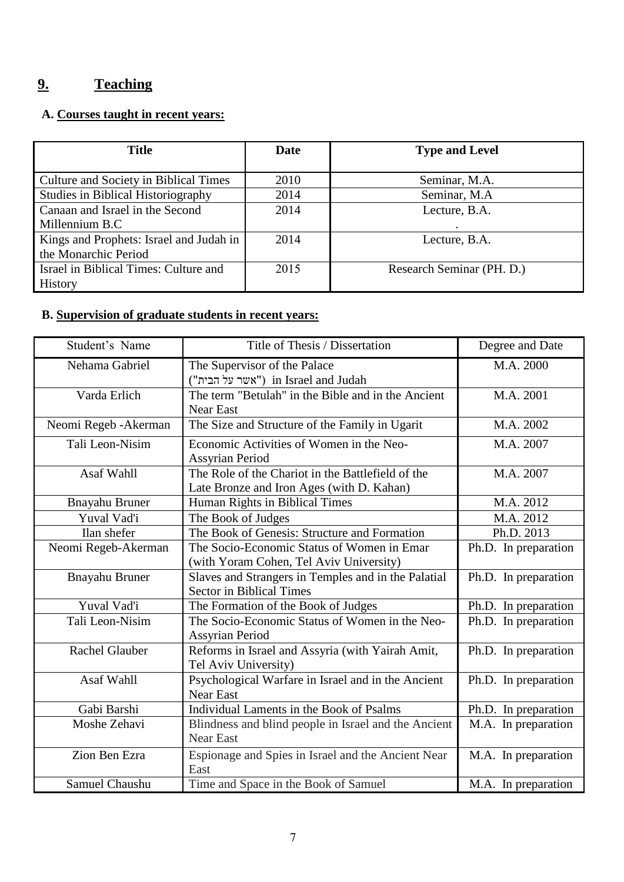## 9. Teaching

### A. Courses taught in recent years:

| Title | Date | Type and Level |
|---|---|---|
| Culture and Society in Biblical Times | 2010 | Seminar, M.A. |
| Studies in Biblical Historiography | 2014 | Seminar, M.A |
| Canaan and Israel in the Second Millennium B.C | 2014 | Lecture, B.A. . |
| Kings and Prophets: Israel and Judah in the Monarchic Period | 2014 | Lecture, B.A. |
| Israel in Biblical Times: Culture and History | 2015 | Research Seminar (PH. D.) |

### B. Supervision of graduate students in recent years:

| Student's Name | Title of Thesis / Dissertation | Degree and Date |
|---|---|---|
| Nehama Gabriel | The Supervisor of the Palace ("אשר על הבית") in Israel and Judah | M.A. 2000 |
| Varda Erlich | The term "Betulah" in the Bible and in the Ancient Near East | M.A. 2001 |
| Neomi Regeb -Akerman | The Size and Structure of the Family in Ugarit | M.A. 2002 |
| Tali Leon-Nisim | Economic Activities of Women in the Neo-Assyrian Period | M.A. 2007 |
| Asaf Wahll | The Role of the Chariot in the Battlefield of the Late Bronze and Iron Ages (with D. Kahan) | M.A. 2007 |
| Bnayahu Bruner | Human Rights in Biblical Times | M.A. 2012 |
| Yuval Vad'i | The Book of Judges | M.A. 2012 |
| Ilan shefer | The Book of Genesis: Structure and Formation | Ph.D. 2013 |
| Neomi Regeb-Akerman | The Socio-Economic Status of Women in Emar (with Yoram Cohen, Tel Aviv University) | Ph.D. In preparation |
| Bnayahu Bruner | Slaves and Strangers in Temples and in the Palatial Sector in Biblical Times | Ph.D. In preparation |
| Yuval Vad'i | The Formation of the Book of Judges | Ph.D. In preparation |
| Tali Leon-Nisim | The Socio-Economic Status of Women in the Neo-Assyrian Period | Ph.D. In preparation |
| Rachel Glauber | Reforms in Israel and Assyria (with Yairah Amit, Tel Aviv University) | Ph.D. In preparation |
| Asaf Wahll | Psychological Warfare in Israel and in the Ancient Near East | Ph.D. In preparation |
| Gabi Barshi | Individual Laments in the Book of Psalms | Ph.D. In preparation |
| Moshe Zehavi | Blindness and blind people in Israel and the Ancient Near East | M.A. In preparation |
| Zion Ben Ezra | Espionage and Spies in Israel and the Ancient Near East | M.A. In preparation |
| Samuel Chaushu | Time and Space in the Book of Samuel | M.A. In preparation |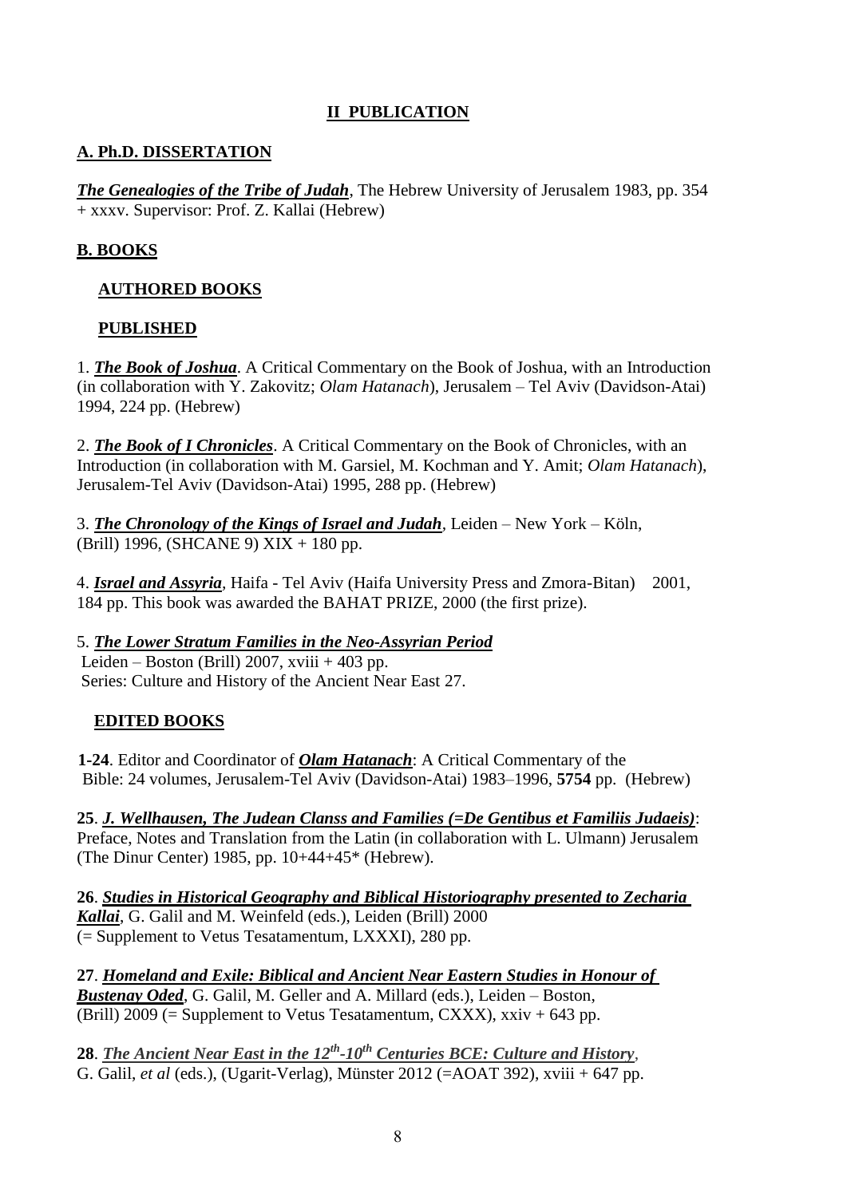## II PUBLICATION

### A. Ph.D. DISSERTATION

***The Genealogies of the Tribe of Judah***, The Hebrew University of Jerusalem 1983, pp. 354 + xxxv. Supervisor: Prof. Z. Kallai (Hebrew)

### B. BOOKS

#### AUTHORED BOOKS

#### PUBLISHED

1. ***The Book of Joshua***. A Critical Commentary on the Book of Joshua, with an Introduction (in collaboration with Y. Zakovitz; *Olam Hatanach*), Jerusalem – Tel Aviv (Davidson-Atai) 1994, 224 pp. (Hebrew)

2. ***The Book of I Chronicles***. A Critical Commentary on the Book of Chronicles, with an Introduction (in collaboration with M. Garsiel, M. Kochman and Y. Amit; *Olam Hatanach*), Jerusalem-Tel Aviv (Davidson-Atai) 1995, 288 pp. (Hebrew)

3. ***The Chronology of the Kings of Israel and Judah***, Leiden – New York – Köln, (Brill) 1996, (SHCANE 9) XIX + 180 pp.

4. ***Israel and Assyria***, Haifa - Tel Aviv (Haifa University Press and Zmora-Bitan) 2001, 184 pp. This book was awarded the BAHAT PRIZE, 2000 (the first prize).

5. ***The Lower Stratum Families in the Neo-Assyrian Period***
Leiden – Boston (Brill) 2007, xviii + 403 pp.
Series: Culture and History of the Ancient Near East 27.

#### EDITED BOOKS

**1-24**. Editor and Coordinator of ***Olam Hatanach***: A Critical Commentary of the Bible: 24 volumes, Jerusalem-Tel Aviv (Davidson-Atai) 1983–1996, **5754** pp. (Hebrew)

**25**. ***J. Wellhausen, The Judean Clanss and Families (=De Gentibus et Familiis Judaeis)***: Preface, Notes and Translation from the Latin (in collaboration with L. Ulmann) Jerusalem (The Dinur Center) 1985, pp. 10+44+45* (Hebrew).

**26**. ***Studies in Historical Geography and Biblical Historiography presented to Zecharia Kallai***, G. Galil and M. Weinfeld (eds.), Leiden (Brill) 2000 (= Supplement to Vetus Tesatamentum, LXXXI), 280 pp.

**27**. ***Homeland and Exile: Biblical and Ancient Near Eastern Studies in Honour of Bustenay Oded***, G. Galil, M. Geller and A. Millard (eds.), Leiden – Boston, (Brill) 2009 (= Supplement to Vetus Tesatamentum, CXXX), xxiv + 643 pp.

**28**. ***The Ancient Near East in the 12th-10th Centuries BCE: Culture and History***, G. Galil, *et al* (eds.), (Ugarit-Verlag), Münster 2012 (=AOAT 392), xviii + 647 pp.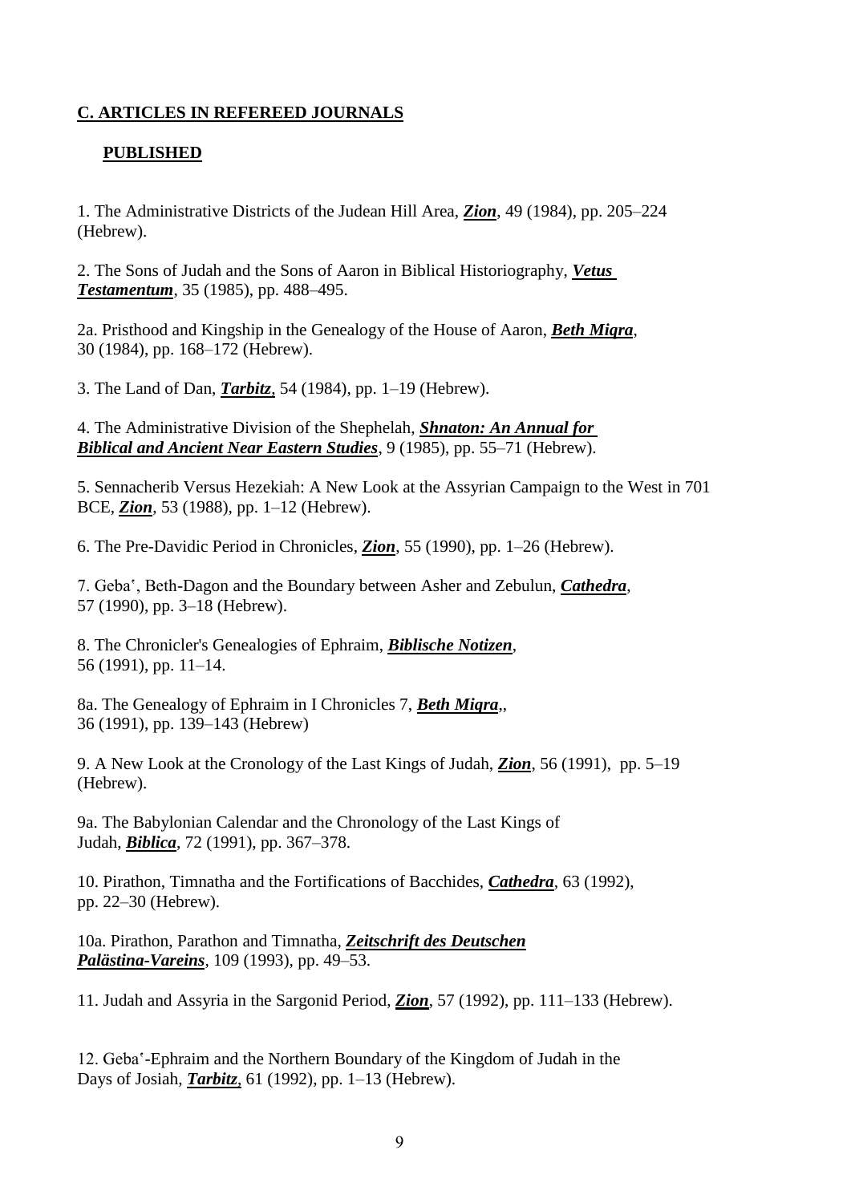## C. ARTICLES IN REFEREED JOURNALS

### PUBLISHED

1. The Administrative Districts of the Judean Hill Area, ***Zion***, 49 (1984), pp. 205–224 (Hebrew).

2. The Sons of Judah and the Sons of Aaron in Biblical Historiography, ***Vetus Testamentum***, 35 (1985), pp. 488–495.

2a. Pristhood and Kingship in the Genealogy of the House of Aaron, ***Beth Miqra***, 30 (1984), pp. 168–172 (Hebrew).

3. The Land of Dan, ***Tarbitz***, 54 (1984), pp. 1–19 (Hebrew).

4. The Administrative Division of the Shephelah, ***Shnaton: An Annual for Biblical and Ancient Near Eastern Studies***, 9 (1985), pp. 55–71 (Hebrew).

5. Sennacherib Versus Hezekiah: A New Look at the Assyrian Campaign to the West in 701 BCE, ***Zion***, 53 (1988), pp. 1–12 (Hebrew).

6. The Pre-Davidic Period in Chronicles, ***Zion***, 55 (1990), pp. 1–26 (Hebrew).

7. Geba', Beth-Dagon and the Boundary between Asher and Zebulun, ***Cathedra***, 57 (1990), pp. 3–18 (Hebrew).

8. The Chronicler's Genealogies of Ephraim, ***Biblische Notizen***, 56 (1991), pp. 11–14.

8a. The Genealogy of Ephraim in I Chronicles 7, ***Beth Miqra***,, 36 (1991), pp. 139–143 (Hebrew)

9. A New Look at the Cronology of the Last Kings of Judah, ***Zion***, 56 (1991), pp. 5–19 (Hebrew).

9a. The Babylonian Calendar and the Chronology of the Last Kings of Judah, ***Biblica***, 72 (1991), pp. 367–378.

10. Pirathon, Timnatha and the Fortifications of Bacchides, ***Cathedra***, 63 (1992), pp. 22–30 (Hebrew).

10a. Pirathon, Parathon and Timnatha, ***Zeitschrift des Deutschen Palästina-Vareins***, 109 (1993), pp. 49–53.

11. Judah and Assyria in the Sargonid Period, ***Zion***, 57 (1992), pp. 111–133 (Hebrew).

12. Geba'-Ephraim and the Northern Boundary of the Kingdom of Judah in the Days of Josiah, ***Tarbitz***, 61 (1992), pp. 1–13 (Hebrew).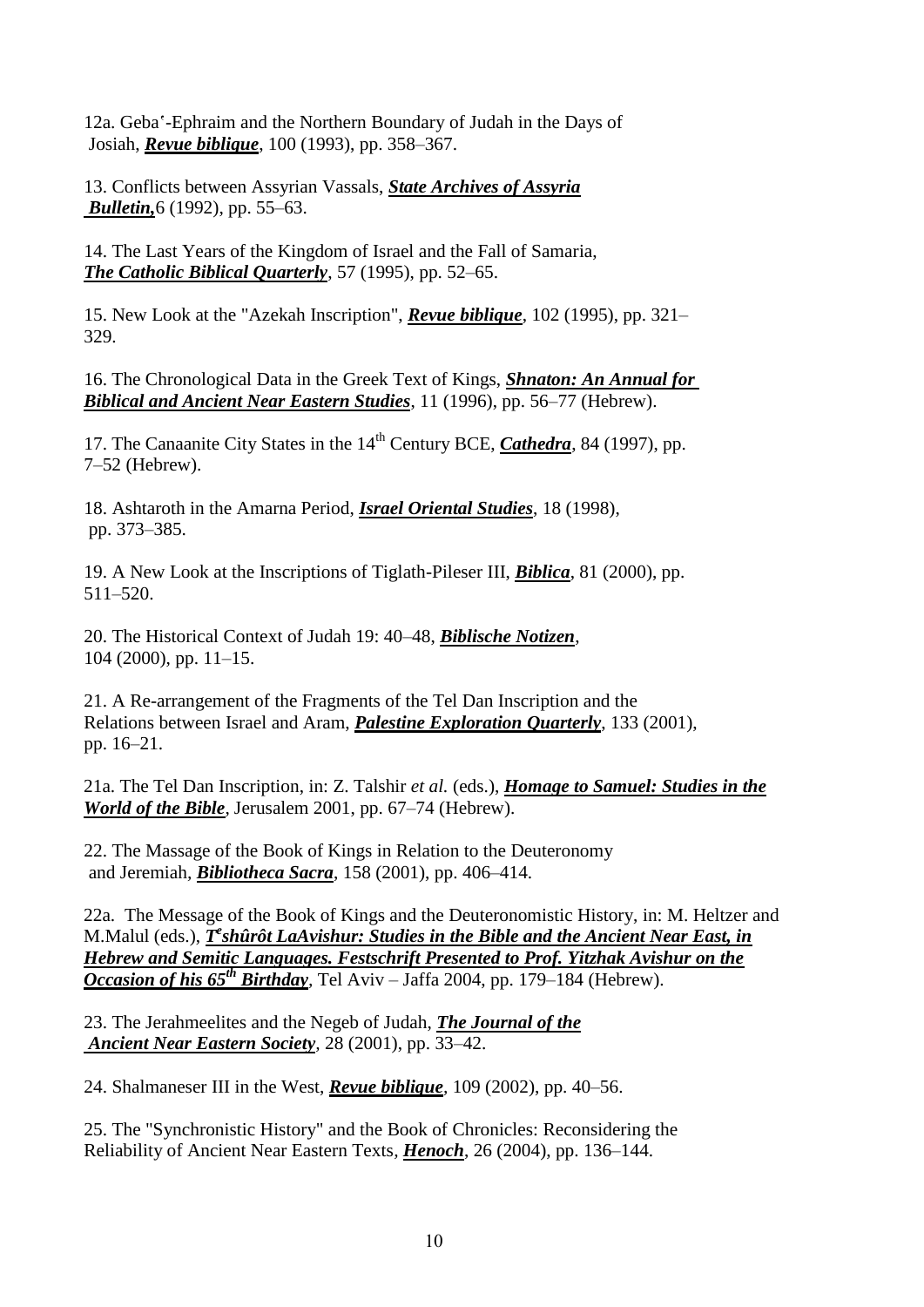12a. Gebaʿ-Ephraim and the Northern Boundary of Judah in the Days of Josiah, ***Revue biblique***, 100 (1993), pp. 358–367.

13. Conflicts between Assyrian Vassals, ***State Archives of Assyria Bulletin,***6 (1992), pp. 55–63.

14. The Last Years of the Kingdom of Israel and the Fall of Samaria, ***The Catholic Biblical Quarterly***, 57 (1995), pp. 52–65.

15. New Look at the "Azekah Inscription", ***Revue biblique***, 102 (1995), pp. 321–329.

16. The Chronological Data in the Greek Text of Kings, ***Shnaton: An Annual for Biblical and Ancient Near Eastern Studies***, 11 (1996), pp. 56–77 (Hebrew).

17. The Canaanite City States in the 14th Century BCE, ***Cathedra***, 84 (1997), pp. 7–52 (Hebrew).

18. Ashtaroth in the Amarna Period, ***Israel Oriental Studies***, 18 (1998), pp. 373–385.

19. A New Look at the Inscriptions of Tiglath-Pileser III, ***Biblica***, 81 (2000), pp. 511–520.

20. The Historical Context of Judah 19: 40–48, ***Biblische Notizen***, 104 (2000), pp. 11–15.

21. A Re-arrangement of the Fragments of the Tel Dan Inscription and the Relations between Israel and Aram, ***Palestine Exploration Quarterly***, 133 (2001), pp. 16–21.

21a. The Tel Dan Inscription, in: Z. Talshir *et al.* (eds.), ***Homage to Samuel: Studies in the World of the Bible***, Jerusalem 2001, pp. 67–74 (Hebrew).

22. The Massage of the Book of Kings in Relation to the Deuteronomy and Jeremiah, ***Bibliotheca Sacra***, 158 (2001), pp. 406–414.

22a. The Message of the Book of Kings and the Deuteronomistic History, in: M. Heltzer and M.Malul (eds.), ***Tᵉshûrôt LaAvishur: Studies in the Bible and the Ancient Near East, in Hebrew and Semitic Languages. Festschrift Presented to Prof. Yitzhak Avishur on the Occasion of his 65th Birthday***, Tel Aviv – Jaffa 2004, pp. 179–184 (Hebrew).

23. The Jerahmeelites and the Negeb of Judah, ***The Journal of the Ancient Near Eastern Society***, 28 (2001), pp. 33–42.

24. Shalmaneser III in the West, ***Revue biblique***, 109 (2002), pp. 40–56.

25. The "Synchronistic History" and the Book of Chronicles: Reconsidering the Reliability of Ancient Near Eastern Texts, ***Henoch***, 26 (2004), pp. 136–144.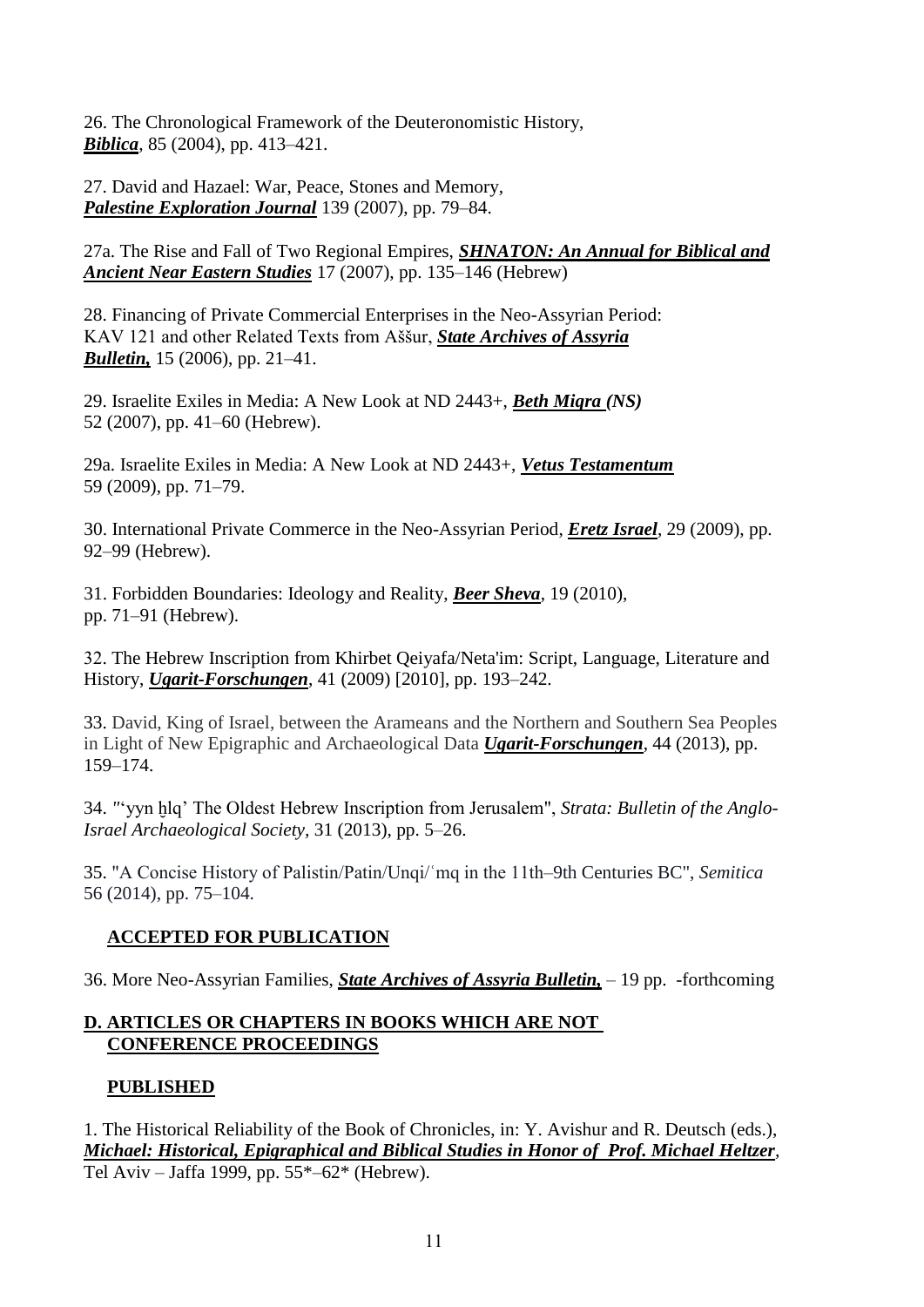26. The Chronological Framework of the Deuteronomistic History, ***Biblica***, 85 (2004), pp. 413–421.

27. David and Hazael: War, Peace, Stones and Memory, ***Palestine Exploration Journal*** 139 (2007), pp. 79–84.

27a. The Rise and Fall of Two Regional Empires, ***SHNATON: An Annual for Biblical and Ancient Near Eastern Studies*** 17 (2007), pp. 135–146 (Hebrew)

28. Financing of Private Commercial Enterprises in the Neo-Assyrian Period: KAV 121 and other Related Texts from Aššur, ***State Archives of Assyria Bulletin,*** 15 (2006), pp. 21–41.

29. Israelite Exiles in Media: A New Look at ND 2443+, ***Beth Miqra (NS)*** 52 (2007), pp. 41–60 (Hebrew).

29a. Israelite Exiles in Media: A New Look at ND 2443+, ***Vetus Testamentum*** 59 (2009), pp. 71–79.

30. International Private Commerce in the Neo-Assyrian Period, ***Eretz Israel***, 29 (2009), pp. 92–99 (Hebrew).

31. Forbidden Boundaries: Ideology and Reality, ***Beer Sheva***, 19 (2010), pp. 71–91 (Hebrew).

32. The Hebrew Inscription from Khirbet Qeiyafa/Neta'im: Script, Language, Literature and History, ***Ugarit-Forschungen***, 41 (2009) [2010], pp. 193–242.

33. David, King of Israel, between the Arameans and the Northern and Southern Sea Peoples in Light of New Epigraphic and Archaeological Data ***Ugarit-Forschungen***, 44 (2013), pp. 159–174.

34. "'yyn ḫlq' The Oldest Hebrew Inscription from Jerusalem", *Strata: Bulletin of the Anglo-Israel Archaeological Society,* 31 (2013), pp. 5–26.

35. "A Concise History of Palistin/Patin/Unqi/ʿmq in the 11th–9th Centuries BC", *Semitica* 56 (2014), pp. 75–104.

**ACCEPTED FOR PUBLICATION**

36. More Neo-Assyrian Families, ***State Archives of Assyria Bulletin,*** – 19 pp. -forthcoming

## D. ARTICLES OR CHAPTERS IN BOOKS WHICH ARE NOT CONFERENCE PROCEEDINGS

**PUBLISHED**

1. The Historical Reliability of the Book of Chronicles, in: Y. Avishur and R. Deutsch (eds.), ***Michael: Historical, Epigraphical and Biblical Studies in Honor of Prof. Michael Heltzer***, Tel Aviv – Jaffa 1999, pp. 55*–62* (Hebrew).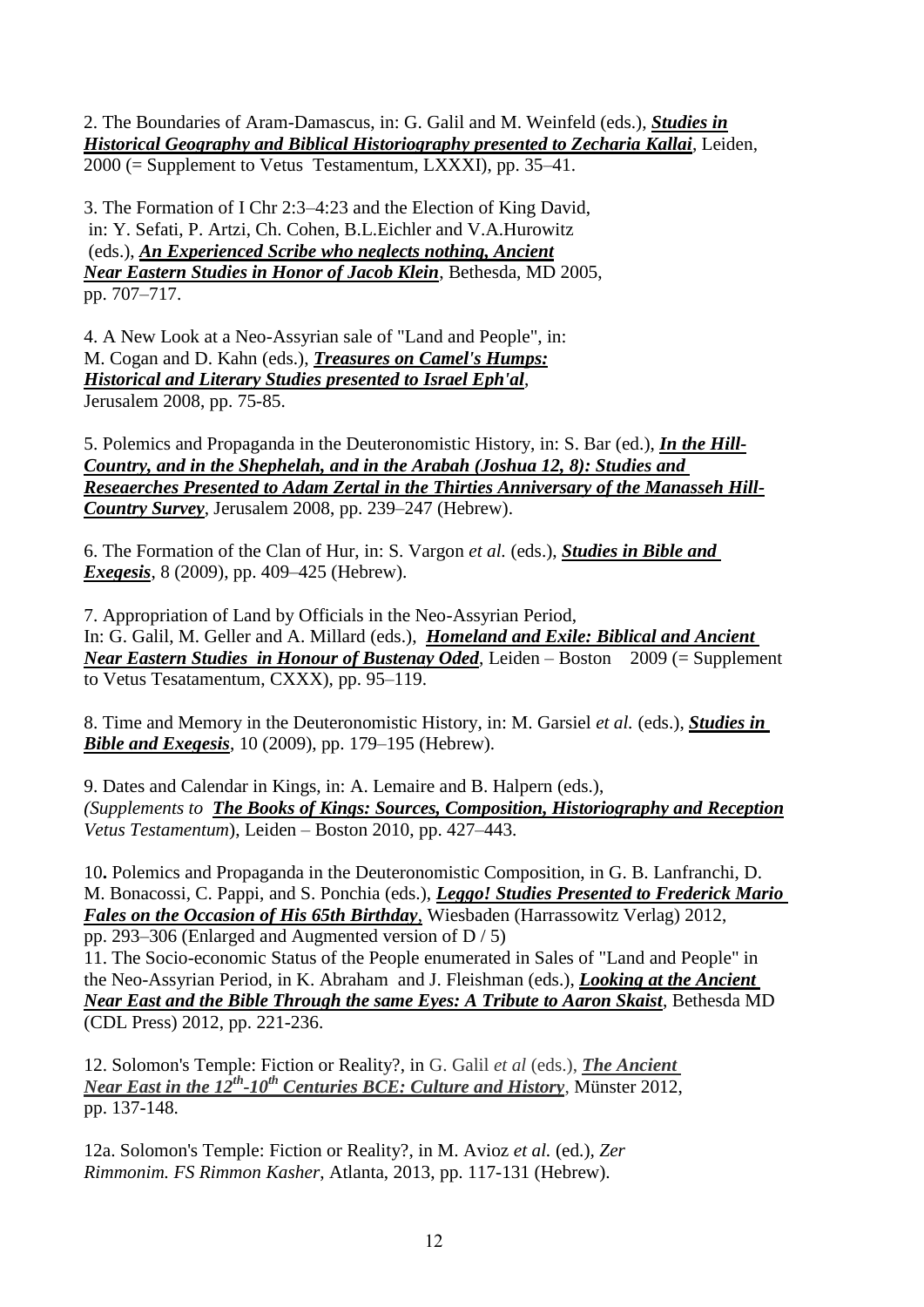2. The Boundaries of Aram-Damascus, in: G. Galil and M. Weinfeld (eds.), ***Studies in Historical Geography and Biblical Historiography presented to Zecharia Kallai***, Leiden, 2000 (= Supplement to Vetus Testamentum, LXXXI), pp. 35–41.

3. The Formation of I Chr 2:3–4:23 and the Election of King David, in: Y. Sefati, P. Artzi, Ch. Cohen, B.L.Eichler and V.A.Hurowitz (eds.), ***An Experienced Scribe who neglects nothing, Ancient Near Eastern Studies in Honor of Jacob Klein***, Bethesda, MD 2005, pp. 707–717.

4. A New Look at a Neo-Assyrian sale of "Land and People", in: M. Cogan and D. Kahn (eds.), ***Treasures on Camel's Humps: Historical and Literary Studies presented to Israel Eph'al***, Jerusalem 2008, pp. 75-85.

5. Polemics and Propaganda in the Deuteronomistic History, in: S. Bar (ed.), ***In the Hill-Country, and in the Shephelah, and in the Arabah (Joshua 12, 8): Studies and Reseaerches Presented to Adam Zertal in the Thirties Anniversary of the Manasseh Hill-Country Survey***, Jerusalem 2008, pp. 239–247 (Hebrew).

6. The Formation of the Clan of Hur, in: S. Vargon *et al.* (eds.), ***Studies in Bible and Exegesis***, 8 (2009), pp. 409–425 (Hebrew).

7. Appropriation of Land by Officials in the Neo-Assyrian Period, In: G. Galil, M. Geller and A. Millard (eds.), ***Homeland and Exile: Biblical and Ancient Near Eastern Studies in Honour of Bustenay Oded***, Leiden – Boston 2009 (= Supplement to Vetus Tesatamentum, CXXX), pp. 95–119.

8. Time and Memory in the Deuteronomistic History, in: M. Garsiel *et al.* (eds.), ***Studies in Bible and Exegesis***, 10 (2009), pp. 179–195 (Hebrew).

9. Dates and Calendar in Kings, in: A. Lemaire and B. Halpern (eds.), ***The Books of Kings: Sources, Composition, Historiography and Reception*** *(Supplements to Vetus Testamentum*), Leiden – Boston 2010, pp. 427–443.

10**.** Polemics and Propaganda in the Deuteronomistic Composition, in G. B. Lanfranchi, D. M. Bonacossi, C. Pappi, and S. Ponchia (eds.), ***Leggo! Studies Presented to Frederick Mario Fales on the Occasion of His 65th Birthday***, Wiesbaden (Harrassowitz Verlag) 2012, pp. 293–306 (Enlarged and Augmented version of D / 5)

11. The Socio-economic Status of the People enumerated in Sales of "Land and People" in the Neo-Assyrian Period, in K. Abraham and J. Fleishman (eds.), ***Looking at the Ancient Near East and the Bible Through the same Eyes: A Tribute to Aaron Skaist***, Bethesda MD (CDL Press) 2012, pp. 221-236.

12. Solomon's Temple: Fiction or Reality?, in G. Galil *et al* (eds.), ***The Ancient Near East in the 12th-10th Centuries BCE: Culture and History***, Münster 2012, pp. 137-148.

12a. Solomon's Temple: Fiction or Reality?, in M. Avioz *et al.* (ed.), *Zer Rimmonim. FS Rimmon Kasher*, Atlanta, 2013, pp. 117-131 (Hebrew).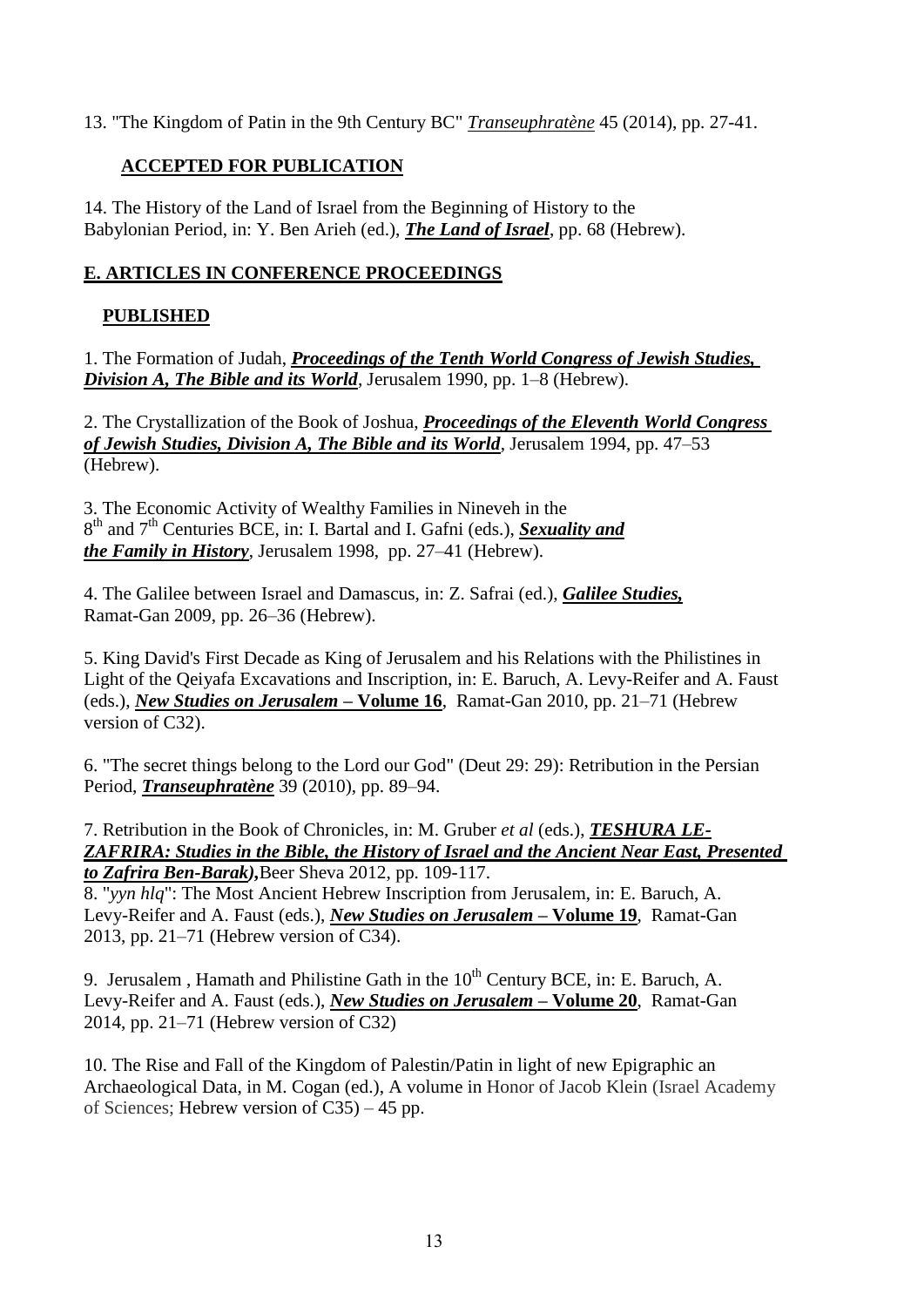13. "The Kingdom of Patin in the 9th Century BC" *Transeuphratène* 45 (2014), pp. 27-41.

**ACCEPTED FOR PUBLICATION**

14. The History of the Land of Israel from the Beginning of History to the Babylonian Period, in: Y. Ben Arieh (ed.), ***The Land of Israel***, pp. 68 (Hebrew).

## E. ARTICLES IN CONFERENCE PROCEEDINGS

**PUBLISHED**

1. The Formation of Judah, ***Proceedings of the Tenth World Congress of Jewish Studies, Division A, The Bible and its World***, Jerusalem 1990, pp. 1–8 (Hebrew).

2. The Crystallization of the Book of Joshua, ***Proceedings of the Eleventh World Congress of Jewish Studies, Division A, The Bible and its World***, Jerusalem 1994, pp. 47–53 (Hebrew).

3. The Economic Activity of Wealthy Families in Nineveh in the 8th and 7th Centuries BCE, in: I. Bartal and I. Gafni (eds.), ***Sexuality and the Family in History***, Jerusalem 1998, pp. 27–41 (Hebrew).

4. The Galilee between Israel and Damascus, in: Z. Safrai (ed.), ***Galilee Studies,*** Ramat-Gan 2009, pp. 26–36 (Hebrew).

5. King David's First Decade as King of Jerusalem and his Relations with the Philistines in Light of the Qeiyafa Excavations and Inscription, in: E. Baruch, A. Levy-Reifer and A. Faust (eds.), ***New Studies on Jerusalem* – Volume 16**, Ramat-Gan 2010, pp. 21–71 (Hebrew version of C32).

6. "The secret things belong to the Lord our God" (Deut 29: 29): Retribution in the Persian Period, ***Transeuphratène*** 39 (2010), pp. 89–94.

7. Retribution in the Book of Chronicles, in: M. Gruber *et al* (eds.), ***TESHURA LE-ZAFRIRA: Studies in the Bible, the History of Israel and the Ancient Near East, Presented to Zafrira Ben-Barak),***Beer Sheva 2012, pp. 109-117.

8. "*yyn hlq*": The Most Ancient Hebrew Inscription from Jerusalem, in: E. Baruch, A. Levy-Reifer and A. Faust (eds.), ***New Studies on Jerusalem* – Volume 19**, Ramat-Gan 2013, pp. 21–71 (Hebrew version of C34).

9. Jerusalem , Hamath and Philistine Gath in the 10th Century BCE, in: E. Baruch, A. Levy-Reifer and A. Faust (eds.), ***New Studies on Jerusalem* – Volume 20**, Ramat-Gan 2014, pp. 21–71 (Hebrew version of C32)

10. The Rise and Fall of the Kingdom of Palestin/Patin in light of new Epigraphic an Archaeological Data, in M. Cogan (ed.), A volume in Honor of Jacob Klein (Israel Academy of Sciences; Hebrew version of C35) – 45 pp.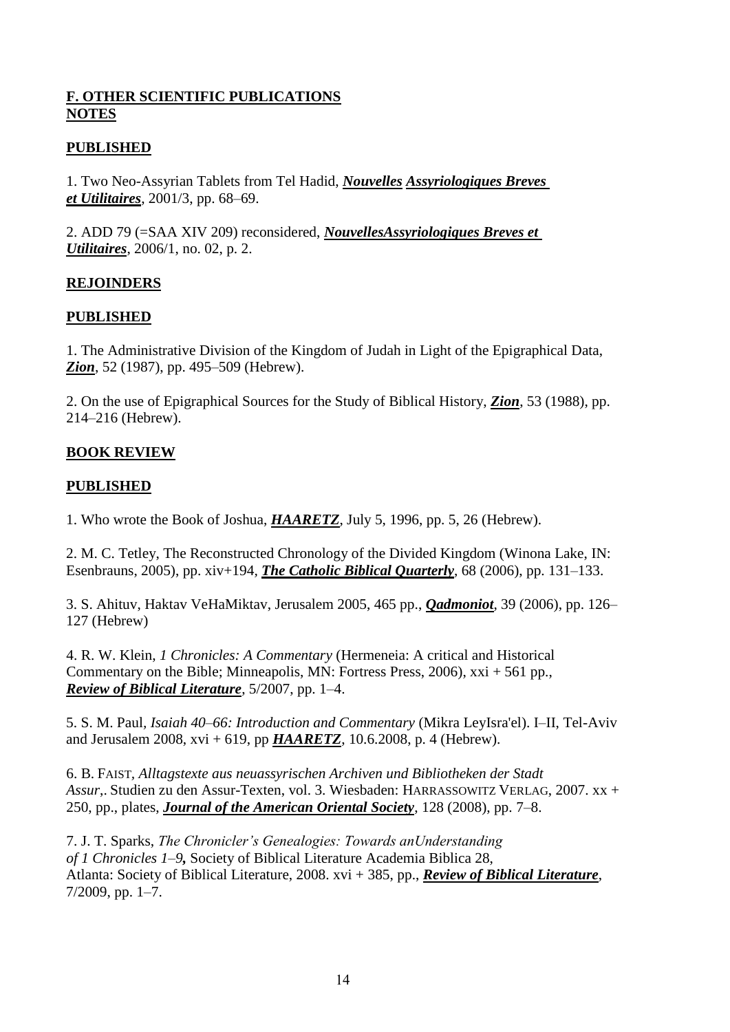**F. OTHER SCIENTIFIC PUBLICATIONS**
**NOTES**

**PUBLISHED**

1. Two Neo-Assyrian Tablets from Tel Hadid, ***Nouvelles Assyriologiques Breves et Utilitaires***, 2001/3, pp. 68–69.

2. ADD 79 (=SAA XIV 209) reconsidered, ***NouvellesAssyriologiques Breves et Utilitaires***, 2006/1, no. 02, p. 2.

**REJOINDERS**

**PUBLISHED**

1. The Administrative Division of the Kingdom of Judah in Light of the Epigraphical Data, ***Zion***, 52 (1987), pp. 495–509 (Hebrew).

2. On the use of Epigraphical Sources for the Study of Biblical History, ***Zion***, 53 (1988), pp. 214–216 (Hebrew).

**BOOK REVIEW**

**PUBLISHED**

1. Who wrote the Book of Joshua, ***HAARETZ***, July 5, 1996, pp. 5, 26 (Hebrew).

2. M. C. Tetley, The Reconstructed Chronology of the Divided Kingdom (Winona Lake, IN: Esenbrauns, 2005), pp. xiv+194, ***The Catholic Biblical Quarterly***, 68 (2006), pp. 131–133.

3. S. Ahituv, Haktav VeHaMiktav, Jerusalem 2005, 465 pp., ***Qadmoniot***, 39 (2006), pp. 126–127 (Hebrew)

4. R. W. Klein, *1 Chronicles: A Commentary* (Hermeneia: A critical and Historical Commentary on the Bible; Minneapolis, MN: Fortress Press, 2006), xxi + 561 pp., ***Review of Biblical Literature***, 5/2007, pp. 1–4.

5. S. M. Paul, *Isaiah 40–66: Introduction and Commentary* (Mikra LeyIsra'el). I–II, Tel-Aviv and Jerusalem 2008, xvi + 619, pp ***HAARETZ***, 10.6.2008, p. 4 (Hebrew).

6. B. FAIST, *Alltagstexte aus neuassyrischen Archiven und Bibliotheken der Stadt Assur,*. Studien zu den Assur-Texten, vol. 3. Wiesbaden: HARRASSOWITZ VERLAG, 2007. xx + 250, pp., plates, ***Journal of the American Oriental Society***, 128 (2008), pp. 7–8.

7. J. T. Sparks, *The Chronicler's Genealogies: Towards anUnderstanding of 1 Chronicles 1–9,* Society of Biblical Literature Academia Biblica 28, Atlanta: Society of Biblical Literature, 2008. xvi + 385, pp., ***Review of Biblical Literature***, 7/2009, pp. 1–7.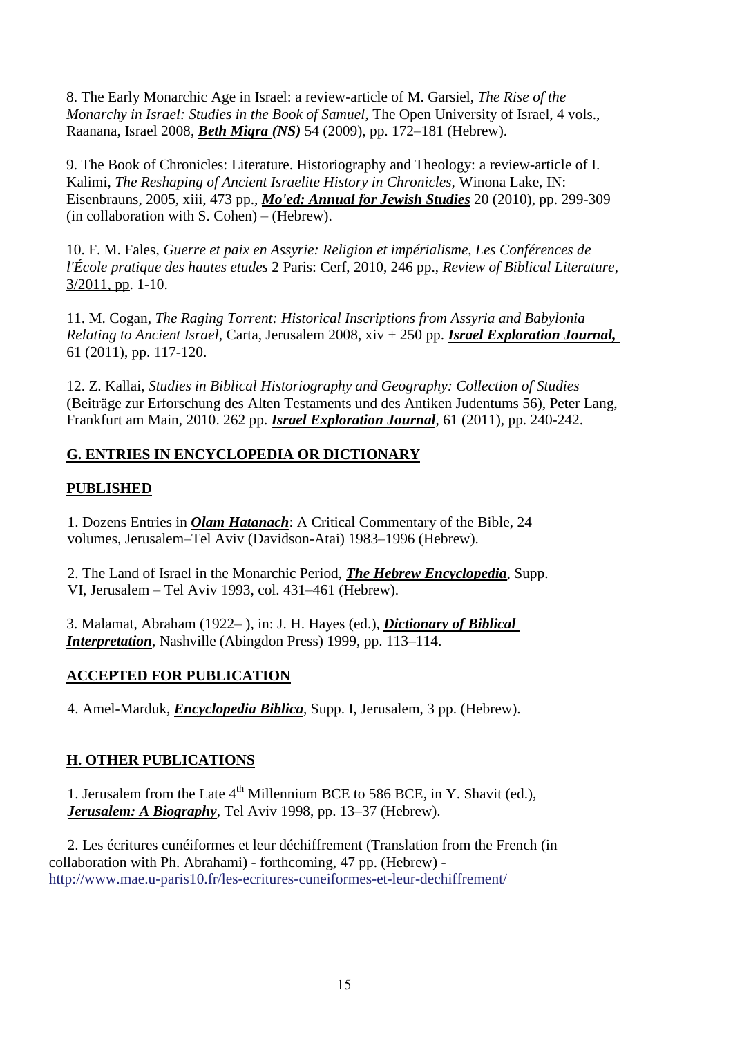8. The Early Monarchic Age in Israel: a review-article of M. Garsiel, *The Rise of the Monarchy in Israel: Studies in the Book of Samuel*, The Open University of Israel, 4 vols., Raanana, Israel 2008, ***Beth Miqra (NS)*** 54 (2009), pp. 172–181 (Hebrew).

9. The Book of Chronicles: Literature. Historiography and Theology: a review-article of I. Kalimi, *The Reshaping of Ancient Israelite History in Chronicles*, Winona Lake, IN: Eisenbrauns, 2005, xiii, 473 pp., ***Mo'ed: Annual for Jewish Studies*** 20 (2010), pp. 299-309 (in collaboration with S. Cohen) – (Hebrew).

10. F. M. Fales, *Guerre et paix en Assyrie: Religion et impérialisme, Les Conférences de l'École pratique des hautes etudes* 2 Paris: Cerf, 2010, 246 pp., *Review of Biblical Literature*, 3/2011, pp. 1-10.

11. M. Cogan, *The Raging Torrent: Historical Inscriptions from Assyria and Babylonia Relating to Ancient Israel*, Carta, Jerusalem 2008, xiv + 250 pp. ***Israel Exploration Journal,*** 61 (2011), pp. 117-120.

12. Z. Kallai, *Studies in Biblical Historiography and Geography: Collection of Studies* (Beiträge zur Erforschung des Alten Testaments und des Antiken Judentums 56), Peter Lang, Frankfurt am Main, 2010. 262 pp. ***Israel Exploration Journal***, 61 (2011), pp. 240-242.

## G. ENTRIES IN ENCYCLOPEDIA OR DICTIONARY

### PUBLISHED

1. Dozens Entries in ***Olam Hatanach***: A Critical Commentary of the Bible, 24 volumes, Jerusalem–Tel Aviv (Davidson-Atai) 1983–1996 (Hebrew).

2. The Land of Israel in the Monarchic Period, ***The Hebrew Encyclopedia***, Supp. VI, Jerusalem – Tel Aviv 1993, col. 431–461 (Hebrew).

3. Malamat, Abraham (1922– ), in: J. H. Hayes (ed.), ***Dictionary of Biblical Interpretation***, Nashville (Abingdon Press) 1999, pp. 113–114.

### ACCEPTED FOR PUBLICATION

4. Amel-Marduk, ***Encyclopedia Biblica***, Supp. I, Jerusalem, 3 pp. (Hebrew).

## H. OTHER PUBLICATIONS

1. Jerusalem from the Late 4th Millennium BCE to 586 BCE, in Y. Shavit (ed.), ***Jerusalem: A Biography***, Tel Aviv 1998, pp. 13–37 (Hebrew).

2. Les écritures cunéiformes et leur déchiffrement (Translation from the French (in collaboration with Ph. Abrahami) - forthcoming, 47 pp. (Hebrew) - http://www.mae.u-paris10.fr/les-ecritures-cuneiformes-et-leur-dechiffrement/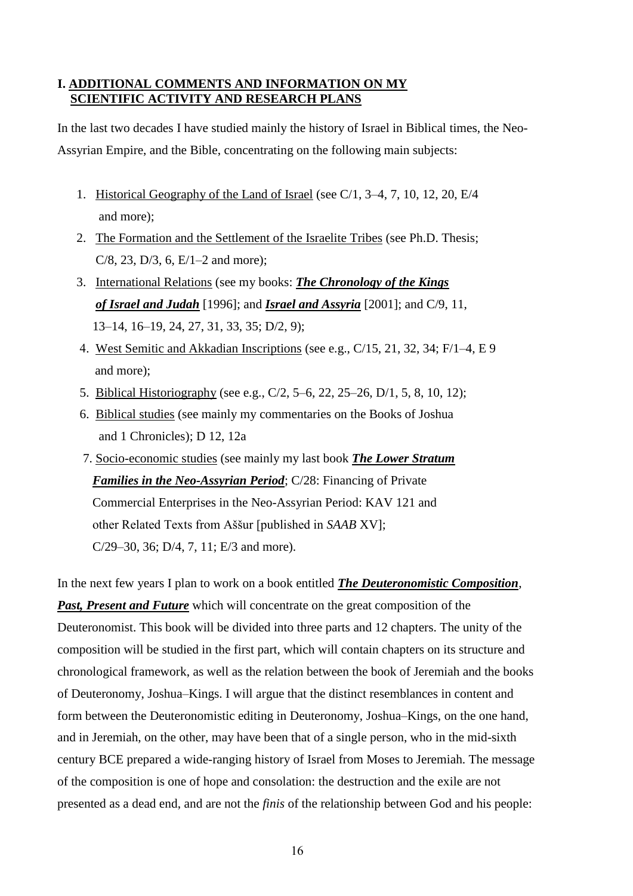## I. ADDITIONAL COMMENTS AND INFORMATION ON MY SCIENTIFIC ACTIVITY AND RESEARCH PLANS

In the last two decades I have studied mainly the history of Israel in Biblical times, the Neo-Assyrian Empire, and the Bible, concentrating on the following main subjects:

1. Historical Geography of the Land of Israel (see C/1, 3–4, 7, 10, 12, 20, E/4 and more);
2. The Formation and the Settlement of the Israelite Tribes (see Ph.D. Thesis; C/8, 23, D/3, 6, E/1–2 and more);
3. International Relations (see my books: ***The Chronology of the Kings of Israel and Judah*** [1996]; and ***Israel and Assyria*** [2001]; and C/9, 11, 13–14, 16–19, 24, 27, 31, 33, 35; D/2, 9);
4. West Semitic and Akkadian Inscriptions (see e.g., C/15, 21, 32, 34; F/1–4, E 9 and more);
5. Biblical Historiography (see e.g., C/2, 5–6, 22, 25–26, D/1, 5, 8, 10, 12);
6. Biblical studies (see mainly my commentaries on the Books of Joshua and 1 Chronicles); D 12, 12a
7. Socio-economic studies (see mainly my last book ***The Lower Stratum Families in the Neo-Assyrian Period***; C/28: Financing of Private Commercial Enterprises in the Neo-Assyrian Period: KAV 121 and other Related Texts from Aššur [published in *SAAB* XV]; C/29–30, 36; D/4, 7, 11; E/3 and more).

In the next few years I plan to work on a book entitled ***The Deuteronomistic Composition, Past, Present and Future*** which will concentrate on the great composition of the Deuteronomist. This book will be divided into three parts and 12 chapters. The unity of the composition will be studied in the first part, which will contain chapters on its structure and chronological framework, as well as the relation between the book of Jeremiah and the books of Deuteronomy, Joshua–Kings. I will argue that the distinct resemblances in content and form between the Deuteronomistic editing in Deuteronomy, Joshua–Kings, on the one hand, and in Jeremiah, on the other, may have been that of a single person, who in the mid-sixth century BCE prepared a wide-ranging history of Israel from Moses to Jeremiah. The message of the composition is one of hope and consolation: the destruction and the exile are not presented as a dead end, and are not the *finis* of the relationship between God and his people: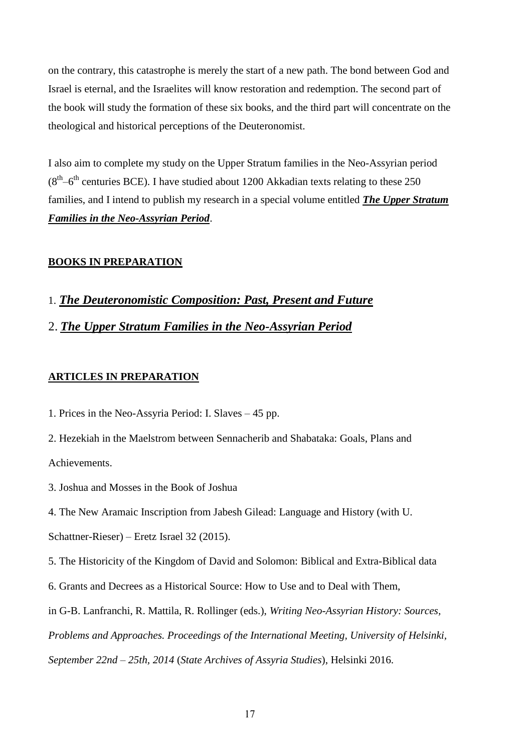on the contrary, this catastrophe is merely the start of a new path. The bond between God and Israel is eternal, and the Israelites will know restoration and redemption. The second part of the book will study the formation of these six books, and the third part will concentrate on the theological and historical perceptions of the Deuteronomist.

I also aim to complete my study on the Upper Stratum families in the Neo-Assyrian period ($8^{th}$–$6^{th}$ centuries BCE). I have studied about 1200 Akkadian texts relating to these 250 families, and I intend to publish my research in a special volume entitled ***<u>The Upper Stratum Families in the Neo-Assyrian Period</u>***.

## <u>BOOKS IN PREPARATION</u>

1. ***<u>The Deuteronomistic Composition: Past, Present and Future</u>***
2. ***<u>The Upper Stratum Families in the Neo-Assyrian Period</u>***

## <u>ARTICLES IN PREPARATION</u>

1. Prices in the Neo-Assyria Period: I. Slaves – 45 pp.
2. Hezekiah in the Maelstrom between Sennacherib and Shabataka: Goals, Plans and Achievements.
3. Joshua and Mosses in the Book of Joshua
4. The New Aramaic Inscription from Jabesh Gilead: Language and History (with U. Schattner-Rieser) – Eretz Israel 32 (2015).
5. The Historicity of the Kingdom of David and Solomon: Biblical and Extra-Biblical data
6. Grants and Decrees as a Historical Source: How to Use and to Deal with Them, in G-B. Lanfranchi, R. Mattila, R. Rollinger (eds.), *Writing Neo-Assyrian History: Sources, Problems and Approaches. Proceedings of the International Meeting, University of Helsinki, September 22nd – 25th, 2014* (*State Archives of Assyria Studies*), Helsinki 2016.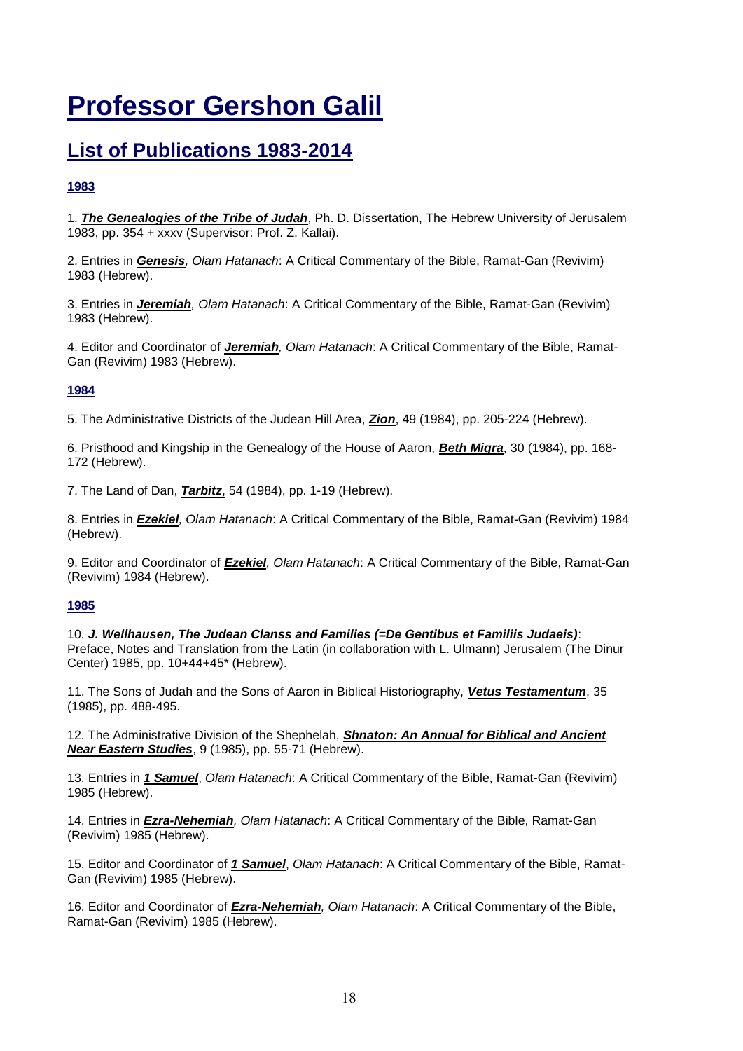# Professor Gershon Galil

## List of Publications 1983-2014

### 1983

1. ***The Genealogies of the Tribe of Judah***, Ph. D. Dissertation, The Hebrew University of Jerusalem 1983, pp. 354 + xxxv (Supervisor: Prof. Z. Kallai).

2. Entries in ***Genesis**, Olam Hatanach*: A Critical Commentary of the Bible, Ramat-Gan (Revivim) 1983 (Hebrew).

3. Entries in ***Jeremiah**, Olam Hatanach*: A Critical Commentary of the Bible, Ramat-Gan (Revivim) 1983 (Hebrew).

4. Editor and Coordinator of ***Jeremiah**, Olam Hatanach*: A Critical Commentary of the Bible, Ramat-Gan (Revivim) 1983 (Hebrew).

### 1984

5. The Administrative Districts of the Judean Hill Area, ***Zion***, 49 (1984), pp. 205-224 (Hebrew).

6. Pristhood and Kingship in the Genealogy of the House of Aaron, ***Beth Miqra***, 30 (1984), pp. 168-172 (Hebrew).

7. The Land of Dan, ***Tarbitz***, 54 (1984), pp. 1-19 (Hebrew).

8. Entries in ***Ezekiel**, Olam Hatanach*: A Critical Commentary of the Bible, Ramat-Gan (Revivim) 1984 (Hebrew).

9. Editor and Coordinator of ***Ezekiel**, Olam Hatanach*: A Critical Commentary of the Bible, Ramat-Gan (Revivim) 1984 (Hebrew).

### 1985

10. ***J. Wellhausen, The Judean Clanss and Families (=De Gentibus et Familiis Judaeis)***: Preface, Notes and Translation from the Latin (in collaboration with L. Ulmann) Jerusalem (The Dinur Center) 1985, pp. 10+44+45* (Hebrew).

11. The Sons of Judah and the Sons of Aaron in Biblical Historiography, ***Vetus Testamentum***, 35 (1985), pp. 488-495.

12. The Administrative Division of the Shephelah, ***Shnaton: An Annual for Biblical and Ancient Near Eastern Studies***, 9 (1985), pp. 55-71 (Hebrew).

13. Entries in ***1 Samuel***, *Olam Hatanach*: A Critical Commentary of the Bible, Ramat-Gan (Revivim) 1985 (Hebrew).

14. Entries in ***Ezra-Nehemiah**, Olam Hatanach*: A Critical Commentary of the Bible, Ramat-Gan (Revivim) 1985 (Hebrew).

15. Editor and Coordinator of ***1 Samuel***, *Olam Hatanach*: A Critical Commentary of the Bible, Ramat-Gan (Revivim) 1985 (Hebrew).

16. Editor and Coordinator of ***Ezra-Nehemiah**, Olam Hatanach*: A Critical Commentary of the Bible, Ramat-Gan (Revivim) 1985 (Hebrew).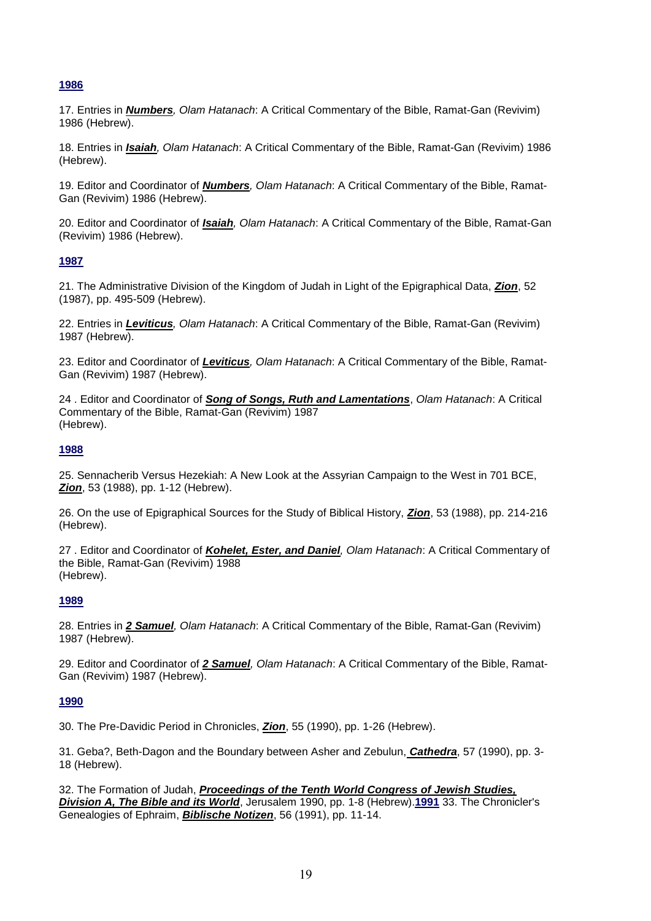**1986**

17. Entries in ***Numbers**, Olam Hatanach*: A Critical Commentary of the Bible, Ramat-Gan (Revivim) 1986 (Hebrew).

18. Entries in ***Isaiah**, Olam Hatanach*: A Critical Commentary of the Bible, Ramat-Gan (Revivim) 1986 (Hebrew).

19. Editor and Coordinator of ***Numbers**, Olam Hatanach*: A Critical Commentary of the Bible, Ramat-Gan (Revivim) 1986 (Hebrew).

20. Editor and Coordinator of ***Isaiah**, Olam Hatanach*: A Critical Commentary of the Bible, Ramat-Gan (Revivim) 1986 (Hebrew).

**1987**

21. The Administrative Division of the Kingdom of Judah in Light of the Epigraphical Data, ***Zion***, 52 (1987), pp. 495-509 (Hebrew).

22. Entries in ***Leviticus**, Olam Hatanach*: A Critical Commentary of the Bible, Ramat-Gan (Revivim) 1987 (Hebrew).

23. Editor and Coordinator of ***Leviticus**, Olam Hatanach*: A Critical Commentary of the Bible, Ramat-Gan (Revivim) 1987 (Hebrew).

24 . Editor and Coordinator of ***Song of Songs, Ruth and Lamentations***, *Olam Hatanach*: A Critical Commentary of the Bible, Ramat-Gan (Revivim) 1987 (Hebrew).

**1988**

25. Sennacherib Versus Hezekiah: A New Look at the Assyrian Campaign to the West in 701 BCE, ***Zion***, 53 (1988), pp. 1-12 (Hebrew).

26. On the use of Epigraphical Sources for the Study of Biblical History, ***Zion***, 53 (1988), pp. 214-216 (Hebrew).

27 . Editor and Coordinator of ***Kohelet, Ester, and Daniel**, Olam Hatanach*: A Critical Commentary of the Bible, Ramat-Gan (Revivim) 1988 (Hebrew).

**1989**

28. Entries in ***2 Samuel**, Olam Hatanach*: A Critical Commentary of the Bible, Ramat-Gan (Revivim) 1987 (Hebrew).

29. Editor and Coordinator of ***2 Samuel**, Olam Hatanach*: A Critical Commentary of the Bible, Ramat-Gan (Revivim) 1987 (Hebrew).

**1990**

30. The Pre-Davidic Period in Chronicles, ***Zion***, 55 (1990), pp. 1-26 (Hebrew).

31. Geba?, Beth-Dagon and the Boundary between Asher and Zebulun, ***Cathedra***, 57 (1990), pp. 3-18 (Hebrew).

32. The Formation of Judah, ***Proceedings of the Tenth World Congress of Jewish Studies, Division A, The Bible and its World***, Jerusalem 1990, pp. 1-8 (Hebrew).

**1991**

33. The Chronicler's Genealogies of Ephraim, ***Biblische Notizen***, 56 (1991), pp. 11-14.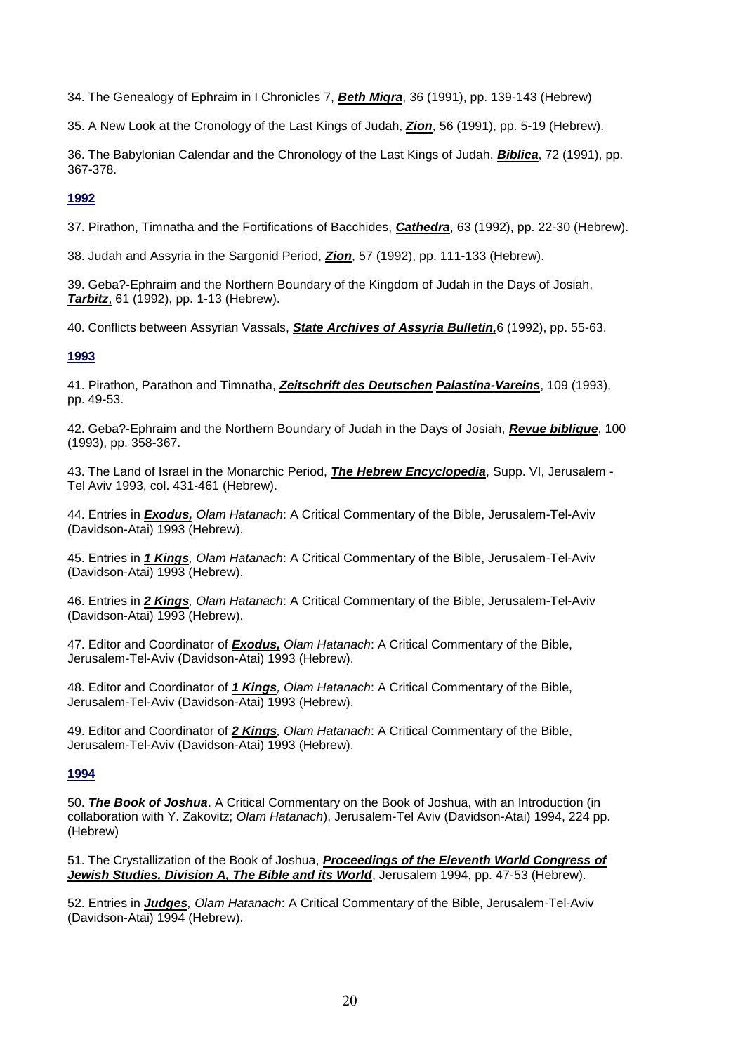34. The Genealogy of Ephraim in I Chronicles 7, ***Beth Miqra***, 36 (1991), pp. 139-143 (Hebrew)

35. A New Look at the Cronology of the Last Kings of Judah, ***Zion***, 56 (1991), pp. 5-19 (Hebrew).

36. The Babylonian Calendar and the Chronology of the Last Kings of Judah, ***Biblica***, 72 (1991), pp. 367-378.

**1992**

37. Pirathon, Timnatha and the Fortifications of Bacchides, ***Cathedra***, 63 (1992), pp. 22-30 (Hebrew).

38. Judah and Assyria in the Sargonid Period, ***Zion***, 57 (1992), pp. 111-133 (Hebrew).

39. Geba?-Ephraim and the Northern Boundary of the Kingdom of Judah in the Days of Josiah, ***Tarbitz***, 61 (1992), pp. 1-13 (Hebrew).

40. Conflicts between Assyrian Vassals, ***State Archives of Assyria Bulletin,***6 (1992), pp. 55-63.

**1993**

41. Pirathon, Parathon and Timnatha, ***Zeitschrift des Deutschen Palastina-Vareins***, 109 (1993), pp. 49-53.

42. Geba?-Ephraim and the Northern Boundary of Judah in the Days of Josiah, ***Revue biblique***, 100 (1993), pp. 358-367.

43. The Land of Israel in the Monarchic Period, ***The Hebrew Encyclopedia***, Supp. VI, Jerusalem - Tel Aviv 1993, col. 431-461 (Hebrew).

44. Entries in ***Exodus,*** *Olam Hatanach*: A Critical Commentary of the Bible, Jerusalem-Tel-Aviv (Davidson-Atai) 1993 (Hebrew).

45. Entries in ***1 Kings****, Olam Hatanach*: A Critical Commentary of the Bible, Jerusalem-Tel-Aviv (Davidson-Atai) 1993 (Hebrew).

46. Entries in ***2 Kings****, Olam Hatanach*: A Critical Commentary of the Bible, Jerusalem-Tel-Aviv (Davidson-Atai) 1993 (Hebrew).

47. Editor and Coordinator of ***Exodus,*** *Olam Hatanach*: A Critical Commentary of the Bible, Jerusalem-Tel-Aviv (Davidson-Atai) 1993 (Hebrew).

48. Editor and Coordinator of ***1 Kings****, Olam Hatanach*: A Critical Commentary of the Bible, Jerusalem-Tel-Aviv (Davidson-Atai) 1993 (Hebrew).

49. Editor and Coordinator of ***2 Kings****, Olam Hatanach*: A Critical Commentary of the Bible, Jerusalem-Tel-Aviv (Davidson-Atai) 1993 (Hebrew).

**1994**

50. ***The Book of Joshua***. A Critical Commentary on the Book of Joshua, with an Introduction (in collaboration with Y. Zakovitz; *Olam Hatanach*), Jerusalem-Tel Aviv (Davidson-Atai) 1994, 224 pp. (Hebrew)

51. The Crystallization of the Book of Joshua, ***Proceedings of the Eleventh World Congress of Jewish Studies, Division A, The Bible and its World***, Jerusalem 1994, pp. 47-53 (Hebrew).

52. Entries in ***Judges****, Olam Hatanach*: A Critical Commentary of the Bible, Jerusalem-Tel-Aviv (Davidson-Atai) 1994 (Hebrew).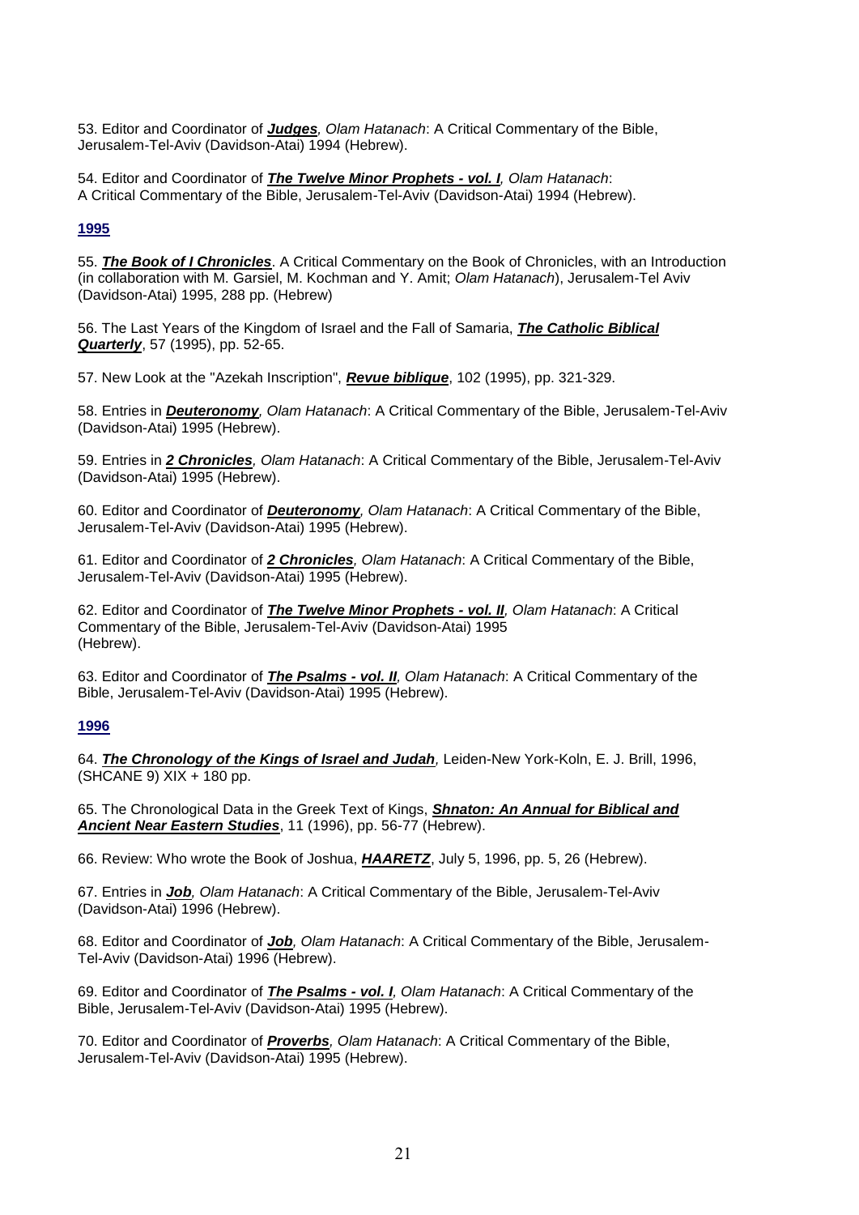53. Editor and Coordinator of ***Judges**, Olam Hatanach*: A Critical Commentary of the Bible, Jerusalem-Tel-Aviv (Davidson-Atai) 1994 (Hebrew).

54. Editor and Coordinator of ***The Twelve Minor Prophets - vol. I**, Olam Hatanach*: A Critical Commentary of the Bible, Jerusalem-Tel-Aviv (Davidson-Atai) 1994 (Hebrew).

**1995**

55. ***The Book of I Chronicles***. A Critical Commentary on the Book of Chronicles, with an Introduction (in collaboration with M. Garsiel, M. Kochman and Y. Amit; *Olam Hatanach*), Jerusalem-Tel Aviv (Davidson-Atai) 1995, 288 pp. (Hebrew)

56. The Last Years of the Kingdom of Israel and the Fall of Samaria, ***The Catholic Biblical Quarterly***, 57 (1995), pp. 52-65.

57. New Look at the "Azekah Inscription", ***Revue biblique***, 102 (1995), pp. 321-329.

58. Entries in ***Deuteronomy**, Olam Hatanach*: A Critical Commentary of the Bible, Jerusalem-Tel-Aviv (Davidson-Atai) 1995 (Hebrew).

59. Entries in ***2 Chronicles**, Olam Hatanach*: A Critical Commentary of the Bible, Jerusalem-Tel-Aviv (Davidson-Atai) 1995 (Hebrew).

60. Editor and Coordinator of ***Deuteronomy**, Olam Hatanach*: A Critical Commentary of the Bible, Jerusalem-Tel-Aviv (Davidson-Atai) 1995 (Hebrew).

61. Editor and Coordinator of ***2 Chronicles**, Olam Hatanach*: A Critical Commentary of the Bible, Jerusalem-Tel-Aviv (Davidson-Atai) 1995 (Hebrew).

62. Editor and Coordinator of ***The Twelve Minor Prophets - vol. II**, Olam Hatanach*: A Critical Commentary of the Bible, Jerusalem-Tel-Aviv (Davidson-Atai) 1995 (Hebrew).

63. Editor and Coordinator of ***The Psalms - vol. II**, Olam Hatanach*: A Critical Commentary of the Bible, Jerusalem-Tel-Aviv (Davidson-Atai) 1995 (Hebrew).

**1996**

64. ***The Chronology of the Kings of Israel and Judah**,* Leiden-New York-Koln, E. J. Brill, 1996, (SHCANE 9) XIX + 180 pp.

65. The Chronological Data in the Greek Text of Kings, ***Shnaton: An Annual for Biblical and Ancient Near Eastern Studies***, 11 (1996), pp. 56-77 (Hebrew).

66. Review: Who wrote the Book of Joshua, ***HAARETZ***, July 5, 1996, pp. 5, 26 (Hebrew).

67. Entries in ***Job**, Olam Hatanach*: A Critical Commentary of the Bible, Jerusalem-Tel-Aviv (Davidson-Atai) 1996 (Hebrew).

68. Editor and Coordinator of ***Job**, Olam Hatanach*: A Critical Commentary of the Bible, Jerusalem-Tel-Aviv (Davidson-Atai) 1996 (Hebrew).

69. Editor and Coordinator of ***The Psalms - vol. I**, Olam Hatanach*: A Critical Commentary of the Bible, Jerusalem-Tel-Aviv (Davidson-Atai) 1995 (Hebrew).

70. Editor and Coordinator of ***Proverbs**, Olam Hatanach*: A Critical Commentary of the Bible, Jerusalem-Tel-Aviv (Davidson-Atai) 1995 (Hebrew).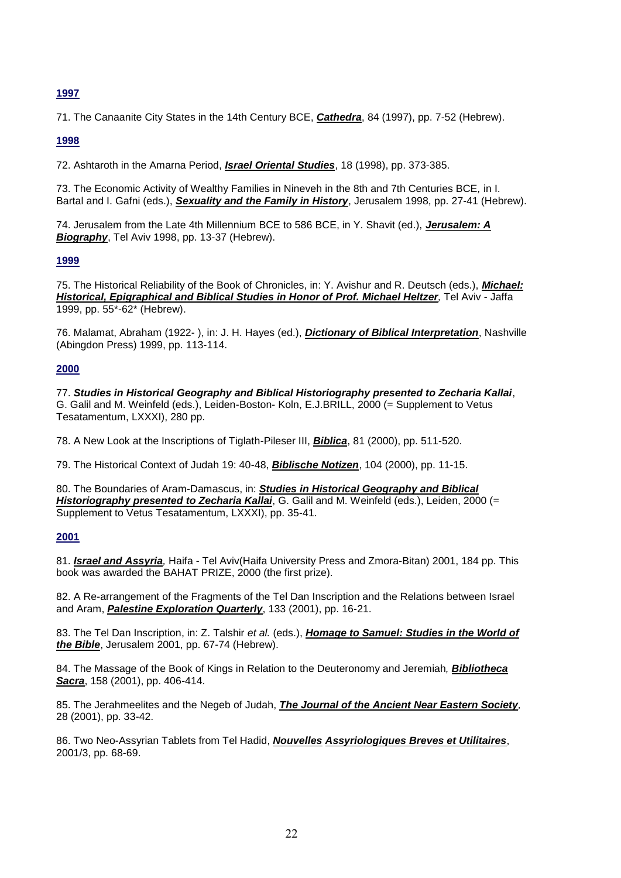**1997**

71. The Canaanite City States in the 14th Century BCE, ***Cathedra***, 84 (1997), pp. 7-52 (Hebrew).

**1998**

72. Ashtaroth in the Amarna Period, ***Israel Oriental Studies***, 18 (1998), pp. 373-385.

73. The Economic Activity of Wealthy Families in Nineveh in the 8th and 7th Centuries BCE*,* in I. Bartal and I. Gafni (eds.), ***Sexuality and the Family in History***, Jerusalem 1998, pp. 27-41 (Hebrew).

74. Jerusalem from the Late 4th Millennium BCE to 586 BCE, in Y. Shavit (ed.), ***Jerusalem: A Biography***, Tel Aviv 1998, pp. 13-37 (Hebrew).

**1999**

75. The Historical Reliability of the Book of Chronicles, in: Y. Avishur and R. Deutsch (eds.), ***Michael: Historical, Epigraphical and Biblical Studies in Honor of Prof. Michael Heltzer****,* Tel Aviv - Jaffa 1999, pp. 55*-62* (Hebrew).

76. Malamat, Abraham (1922- ), in: J. H. Hayes (ed.), ***Dictionary of Biblical Interpretation***, Nashville (Abingdon Press) 1999, pp. 113-114.

**2000**

77. ***Studies in Historical Geography and Biblical Historiography presented to Zecharia Kallai***, G. Galil and M. Weinfeld (eds.), Leiden-Boston- Koln, E.J.BRILL, 2000 (= Supplement to Vetus Tesatamentum, LXXXI), 280 pp.

78. A New Look at the Inscriptions of Tiglath-Pileser III, ***Biblica***, 81 (2000), pp. 511-520.

79. The Historical Context of Judah 19: 40-48, ***Biblische Notizen***, 104 (2000), pp. 11-15.

80. The Boundaries of Aram-Damascus, in: ***Studies in Historical Geography and Biblical Historiography presented to Zecharia Kallai***, G. Galil and M. Weinfeld (eds.), Leiden, 2000 (= Supplement to Vetus Tesatamentum, LXXXI), pp. 35-41.

**2001**

81. ***Israel and Assyria****,* Haifa - Tel Aviv(Haifa University Press and Zmora-Bitan) 2001, 184 pp. This book was awarded the BAHAT PRIZE, 2000 (the first prize).

82. A Re-arrangement of the Fragments of the Tel Dan Inscription and the Relations between Israel and Aram, ***Palestine Exploration Quarterly***, 133 (2001), pp. 16-21.

83. The Tel Dan Inscription, in: Z. Talshir *et al.* (eds.), ***Homage to Samuel: Studies in the World of the Bible***, Jerusalem 2001, pp. 67-74 (Hebrew).

84. The Massage of the Book of Kings in Relation to the Deuteronomy and Jeremiah*,* ***Bibliotheca Sacra***, 158 (2001), pp. 406-414.

85. The Jerahmeelites and the Negeb of Judah, ***The Journal of the Ancient Near Eastern Society****,* 28 (2001), pp. 33-42.

86. Two Neo-Assyrian Tablets from Tel Hadid, ***Nouvelles Assyriologiques Breves et Utilitaires***, 2001/3, pp. 68-69.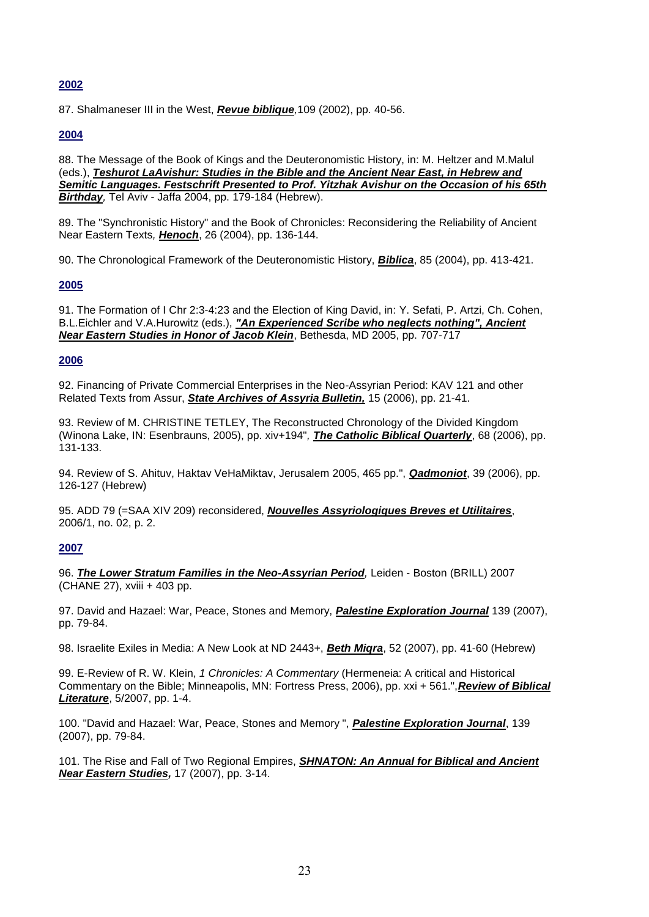**2002**

87. Shalmaneser III in the West, ***Revue biblique***,109 (2002), pp. 40-56.

**2004**

88. The Message of the Book of Kings and the Deuteronomistic History, in: M. Heltzer and M.Malul (eds.), ***Teshurot LaAvishur: Studies in the Bible and the Ancient Near East, in Hebrew and Semitic Languages. Festschrift Presented to Prof. Yitzhak Avishur on the Occasion of his 65th Birthday***, Tel Aviv - Jaffa 2004, pp. 179-184 (Hebrew).

89. The "Synchronistic History" and the Book of Chronicles: Reconsidering the Reliability of Ancient Near Eastern Texts, ***Henoch***, 26 (2004), pp. 136-144.

90. The Chronological Framework of the Deuteronomistic History, ***Biblica***, 85 (2004), pp. 413-421.

**2005**

91. The Formation of I Chr 2:3-4:23 and the Election of King David, in: Y. Sefati, P. Artzi, Ch. Cohen, B.L.Eichler and V.A.Hurowitz (eds.), ***"An Experienced Scribe who neglects nothing", Ancient Near Eastern Studies in Honor of Jacob Klein***, Bethesda, MD 2005, pp. 707-717

**2006**

92. Financing of Private Commercial Enterprises in the Neo-Assyrian Period: KAV 121 and other Related Texts from Assur, ***State Archives of Assyria Bulletin,*** 15 (2006), pp. 21-41.

93. Review of M. CHRISTINE TETLEY, The Reconstructed Chronology of the Divided Kingdom (Winona Lake, IN: Esenbrauns, 2005), pp. xiv+194", ***The Catholic Biblical Quarterly***, 68 (2006), pp. 131-133.

94. Review of S. Ahituv, Haktav VeHaMiktav, Jerusalem 2005, 465 pp.", ***Qadmoniot***, 39 (2006), pp. 126-127 (Hebrew)

95. ADD 79 (=SAA XIV 209) reconsidered, ***Nouvelles Assyriologiques Breves et Utilitaires***, 2006/1, no. 02, p. 2.

**2007**

96. ***The Lower Stratum Families in the Neo-Assyrian Period***, Leiden - Boston (BRILL) 2007 (CHANE 27), xviii + 403 pp.

97. David and Hazael: War, Peace, Stones and Memory, ***Palestine Exploration Journal*** 139 (2007), pp. 79-84.

98. Israelite Exiles in Media: A New Look at ND 2443+, ***Beth Miqra***, 52 (2007), pp. 41-60 (Hebrew)

99. E-Review of R. W. Klein, *1 Chronicles: A Commentary* (Hermeneia: A critical and Historical Commentary on the Bible; Minneapolis, MN: Fortress Press, 2006), pp. xxi + 561.",***Review of Biblical Literature***, 5/2007, pp. 1-4.

100. "David and Hazael: War, Peace, Stones and Memory ", ***Palestine Exploration Journal***, 139 (2007), pp. 79-84.

101. The Rise and Fall of Two Regional Empires, ***SHNATON: An Annual for Biblical and Ancient Near Eastern Studies,*** 17 (2007), pp. 3-14.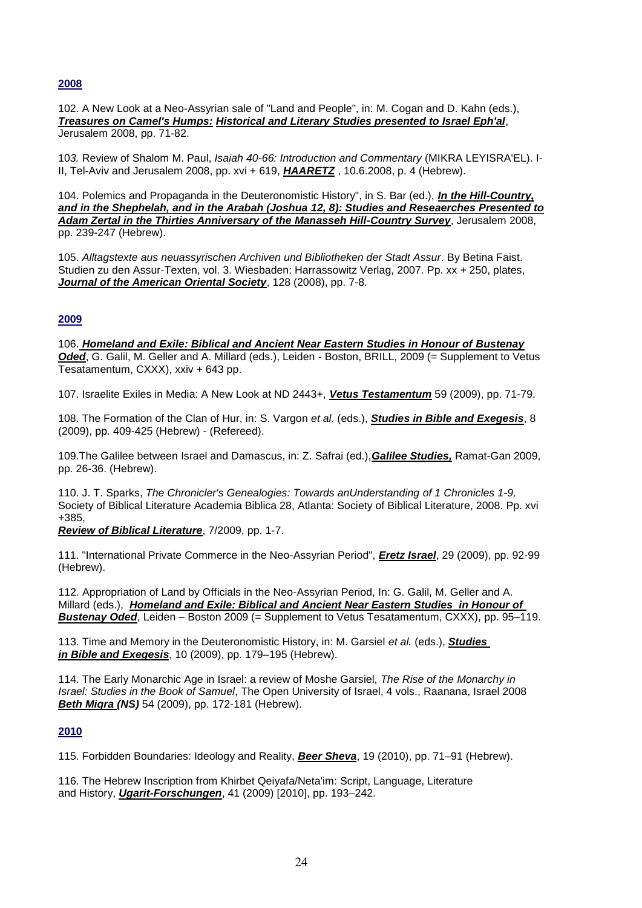## 2008

102. A New Look at a Neo-Assyrian sale of "Land and People", in: M. Cogan and D. Kahn (eds.), ***Treasures on Camel's Humps: Historical and Literary Studies presented to Israel Eph'al***, Jerusalem 2008, pp. 71-82.

10*3.* Review of Shalom M. Paul, *Isaiah 40-66: Introduction and Commentary* (MIKRA LEYISRA'EL). I-II, Tel-Aviv and Jerusalem 2008, pp. xvi + 619, ***HAARETZ*** , 10.6.2008, p. 4 (Hebrew).

104. Polemics and Propaganda in the Deuteronomistic History", in S. Bar (ed.), ***In the Hill-Country, and in the Shephelah, and in the Arabah (Joshua 12, 8): Studies and Reseaerches Presented to Adam Zertal in the Thirties Anniversary of the Manasseh Hill-Country Survey***, Jerusalem 2008, pp. 239-247 (Hebrew).

105. *Alltagstexte aus neuassyrischen Archiven und Bibliotheken der Stadt Assur*. By Betina Faist. Studien zu den Assur-Texten, vol. 3. Wiesbaden: Harrassowitz Verlag, 2007. Pp. xx + 250, plates, ***Journal of the American Oriental Society***, 128 (2008), pp. 7-8.

## 2009

106. ***Homeland and Exile: Biblical and Ancient Near Eastern Studies in Honour of Bustenay Oded***, G. Galil, M. Geller and A. Millard (eds.), Leiden - Boston, BRILL, 2009 (= Supplement to Vetus Tesatamentum, CXXX), xxiv + 643 pp.

107. Israelite Exiles in Media: A New Look at ND 2443+, ***Vetus Testamentum*** 59 (2009), pp. 71-79.

108. The Formation of the Clan of Hur, in: S. Vargon *et al.* (eds.), ***Studies in Bible and Exegesis***, 8 (2009), pp. 409-425 (Hebrew) - (Refereed).

109.The Galilee between Israel and Damascus, in: Z. Safrai (ed.),***Galilee Studies,*** Ramat-Gan 2009, pp. 26-36. (Hebrew).

110. J. T. Sparks, *The Chronicler's Genealogies: Towards anUnderstanding of 1 Chronicles 1-9,* Society of Biblical Literature Academia Biblica 28, Atlanta: Society of Biblical Literature, 2008. Pp. xvi +385,
***Review of Biblical Literature***, 7/2009, pp. 1-7.

111. "International Private Commerce in the Neo-Assyrian Period", ***Eretz Israel***, 29 (2009), pp. 92-99 (Hebrew).

112. Appropriation of Land by Officials in the Neo-Assyrian Period, In: G. Galil, M. Geller and A. Millard (eds.), ***Homeland and Exile: Biblical and Ancient Near Eastern Studies in Honour of Bustenay Oded***, Leiden – Boston 2009 (= Supplement to Vetus Tesatamentum, CXXX), pp. 95–119.

113. Time and Memory in the Deuteronomistic History, in: M. Garsiel *et al.* (eds.), ***Studies in Bible and Exegesis***, 10 (2009), pp. 179–195 (Hebrew).

114. The Early Monarchic Age in Israel: a review of Moshe Garsiel, *The Rise of the Monarchy in Israel: Studies in the Book of Samuel*, The Open University of Israel, 4 vols., Raanana, Israel 2008 ***Beth Miqra (NS)*** 54 (2009), pp. 172-181 (Hebrew).

## 2010

115. Forbidden Boundaries: Ideology and Reality, ***Beer Sheva***, 19 (2010), pp. 71–91 (Hebrew).

116. The Hebrew Inscription from Khirbet Qeiyafa/Neta'im: Script, Language, Literature and History, ***Ugarit-Forschungen***, 41 (2009) [2010], pp. 193–242.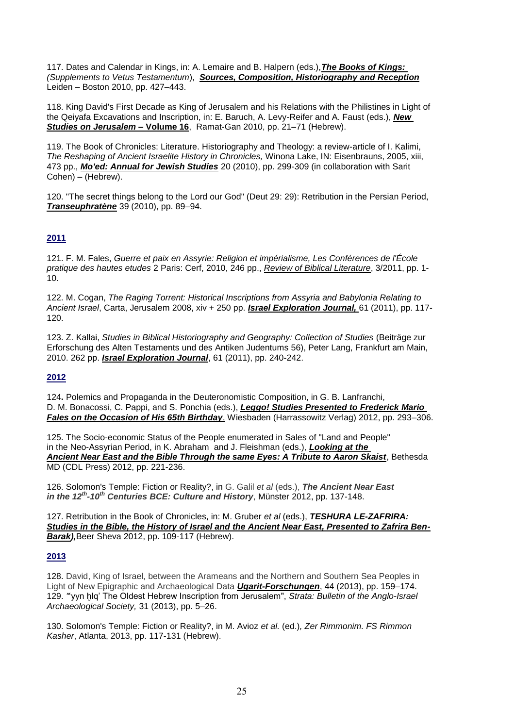117. Dates and Calendar in Kings, in: A. Lemaire and B. Halpern (eds.),***The Books of Kings:*** *(Supplements to Vetus Testamentum*), ***Sources, Composition, Historiography and Reception*** Leiden – Boston 2010, pp. 427–443.

118. King David's First Decade as King of Jerusalem and his Relations with the Philistines in Light of the Qeiyafa Excavations and Inscription, in: E. Baruch, A. Levy-Reifer and A. Faust (eds.), ***New Studies on Jerusalem* – Volume 16**, Ramat-Gan 2010, pp. 21–71 (Hebrew).

119. The Book of Chronicles: Literature. Historiography and Theology: a review-article of I. Kalimi, *The Reshaping of Ancient Israelite History in Chronicles,* Winona Lake, IN: Eisenbrauns, 2005, xiii, 473 pp., ***Mo'ed: Annual for Jewish Studies*** 20 (2010), pp. 299-309 (in collaboration with Sarit Cohen) – (Hebrew).

120. "The secret things belong to the Lord our God" (Deut 29: 29): Retribution in the Persian Period, ***Transeuphratène*** 39 (2010), pp. 89–94.

## 2011

121. F. M. Fales, *Guerre et paix en Assyrie: Religion et impérialisme, Les Conférences de l'École pratique des hautes etudes* 2 Paris: Cerf, 2010, 246 pp., *Review of Biblical Literature*, 3/2011, pp. 1-10.

122. M. Cogan, *The Raging Torrent: Historical Inscriptions from Assyria and Babylonia Relating to Ancient Israel*, Carta, Jerusalem 2008, xiv + 250 pp. ***Israel Exploration Journal,*** 61 (2011), pp. 117-120.

123. Z. Kallai, *Studies in Biblical Historiography and Geography: Collection of Studies* (Beiträge zur Erforschung des Alten Testaments und des Antiken Judentums 56), Peter Lang, Frankfurt am Main, 2010. 262 pp. ***Israel Exploration Journal***, 61 (2011), pp. 240-242.

## 2012

124**.** Polemics and Propaganda in the Deuteronomistic Composition, in G. B. Lanfranchi, D. M. Bonacossi, C. Pappi, and S. Ponchia (eds.), ***Leggo! Studies Presented to Frederick Mario Fales on the Occasion of His 65th Birthday***, Wiesbaden (Harrassowitz Verlag) 2012, pp. 293–306.

125. The Socio-economic Status of the People enumerated in Sales of "Land and People" in the Neo-Assyrian Period, in K. Abraham and J. Fleishman (eds.), ***Looking at the Ancient Near East and the Bible Through the same Eyes: A Tribute to Aaron Skaist***, Bethesda MD (CDL Press) 2012, pp. 221-236.

126. Solomon's Temple: Fiction or Reality?, in G. Galil *et al* (eds.), ***The Ancient Near East in the 12th-10th Centuries BCE: Culture and History***, Münster 2012, pp. 137-148.

127. Retribution in the Book of Chronicles, in: M. Gruber *et al* (eds.), ***TESHURA LE-ZAFRIRA: Studies in the Bible, the History of Israel and the Ancient Near East, Presented to Zafrira Ben-Barak),***Beer Sheva 2012, pp. 109-117 (Hebrew).

## 2013

128. David, King of Israel, between the Arameans and the Northern and Southern Sea Peoples in Light of New Epigraphic and Archaeological Data ***Ugarit-Forschungen***, 44 (2013), pp. 159–174.
129. "'yyn ḥlq' The Oldest Hebrew Inscription from Jerusalem", *Strata: Bulletin of the Anglo-Israel Archaeological Society,* 31 (2013), pp. 5–26.

130. Solomon's Temple: Fiction or Reality?, in M. Avioz *et al.* (ed.)*, Zer Rimmonim. FS Rimmon Kasher*, Atlanta, 2013, pp. 117-131 (Hebrew).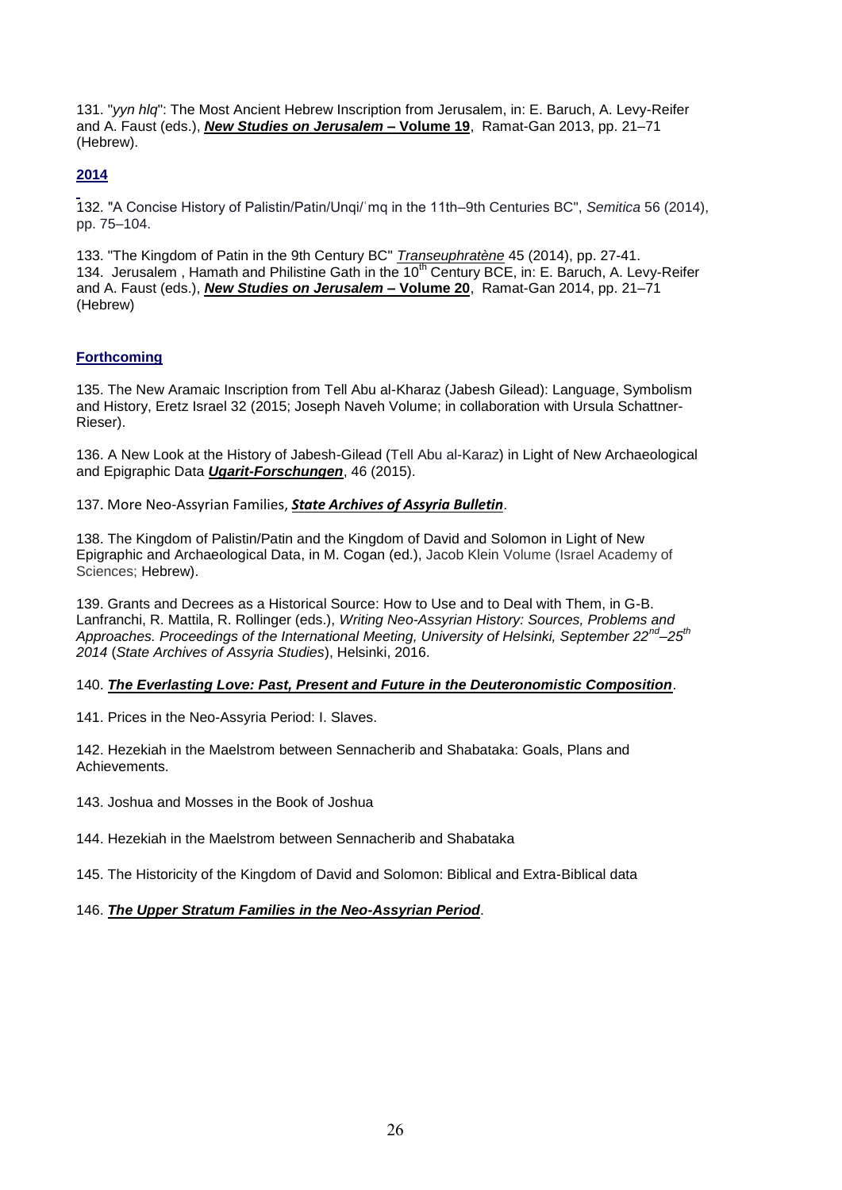131. "*yyn hlq*": The Most Ancient Hebrew Inscription from Jerusalem, in: E. Baruch, A. Levy-Reifer and A. Faust (eds.), ***New Studies on Jerusalem* – Volume 19**, Ramat-Gan 2013, pp. 21–71 (Hebrew).

## 2014

132. "A Concise History of Palistin/Patin/Unqi/ʿmq in the 11th–9th Centuries BC", *Semitica* 56 (2014), pp. 75–104.

133. "The Kingdom of Patin in the 9th Century BC" *Transeuphratène* 45 (2014), pp. 27-41.
134. Jerusalem , Hamath and Philistine Gath in the 10th Century BCE, in: E. Baruch, A. Levy-Reifer and A. Faust (eds.), ***New Studies on Jerusalem* – Volume 20**, Ramat-Gan 2014, pp. 21–71 (Hebrew)

## Forthcoming

135. The New Aramaic Inscription from Tell Abu al-Kharaz (Jabesh Gilead): Language, Symbolism and History, Eretz Israel 32 (2015; Joseph Naveh Volume; in collaboration with Ursula Schattner-Rieser).

136. A New Look at the History of Jabesh-Gilead (Tell Abu al-Karaz) in Light of New Archaeological and Epigraphic Data ***Ugarit-Forschungen***, 46 (2015).

137. More Neo-Assyrian Families, ***State Archives of Assyria Bulletin***.

138. The Kingdom of Palistin/Patin and the Kingdom of David and Solomon in Light of New Epigraphic and Archaeological Data, in M. Cogan (ed.), Jacob Klein Volume (Israel Academy of Sciences; Hebrew).

139. Grants and Decrees as a Historical Source: How to Use and to Deal with Them, in G-B. Lanfranchi, R. Mattila, R. Rollinger (eds.), *Writing Neo-Assyrian History: Sources, Problems and Approaches. Proceedings of the International Meeting, University of Helsinki, September 22nd–25th 2014* (*State Archives of Assyria Studies*), Helsinki, 2016.

140. ***The Everlasting Love: Past, Present and Future in the Deuteronomistic Composition***.

141. Prices in the Neo-Assyria Period: I. Slaves.

142. Hezekiah in the Maelstrom between Sennacherib and Shabataka: Goals, Plans and Achievements.

143. Joshua and Mosses in the Book of Joshua

144. Hezekiah in the Maelstrom between Sennacherib and Shabataka

145. The Historicity of the Kingdom of David and Solomon: Biblical and Extra-Biblical data

146. ***The Upper Stratum Families in the Neo-Assyrian Period***.